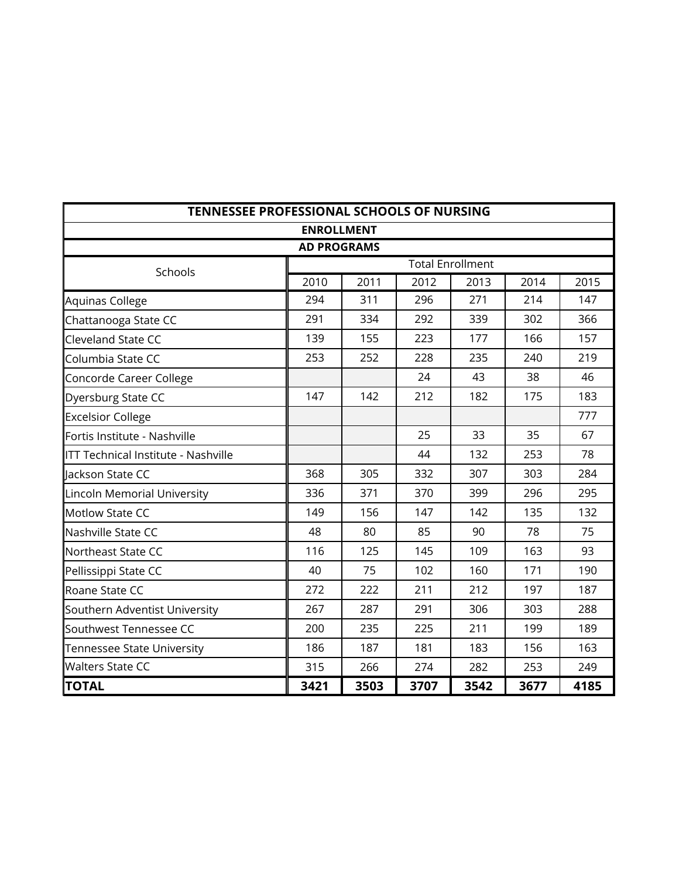| TENNESSEE PROFESSIONAL SCHOOLS OF NURSING | | | | | | |
|---|---|---|---|---|---|---|
| **ENROLLMENT** | | | | | | |
| **AD PROGRAMS** | | | | | | |
| Schools | Total Enrollment | | | | | |
| | 2010 | 2011 | 2012 | 2013 | 2014 | 2015 |
| Aquinas College | 294 | 311 | 296 | 271 | 214 | 147 |
| Chattanooga State CC | 291 | 334 | 292 | 339 | 302 | 366 |
| Cleveland State CC | 139 | 155 | 223 | 177 | 166 | 157 |
| Columbia State CC | 253 | 252 | 228 | 235 | 240 | 219 |
| Concorde Career College | | | 24 | 43 | 38 | 46 |
| Dyersburg State CC | 147 | 142 | 212 | 182 | 175 | 183 |
| Excelsior College | | | | | | 777 |
| Fortis Institute - Nashville | | | 25 | 33 | 35 | 67 |
| ITT Technical Institute - Nashville | | | 44 | 132 | 253 | 78 |
| Jackson State CC | 368 | 305 | 332 | 307 | 303 | 284 |
| Lincoln Memorial University | 336 | 371 | 370 | 399 | 296 | 295 |
| Motlow State CC | 149 | 156 | 147 | 142 | 135 | 132 |
| Nashville State CC | 48 | 80 | 85 | 90 | 78 | 75 |
| Northeast State CC | 116 | 125 | 145 | 109 | 163 | 93 |
| Pellissippi State CC | 40 | 75 | 102 | 160 | 171 | 190 |
| Roane State CC | 272 | 222 | 211 | 212 | 197 | 187 |
| Southern Adventist University | 267 | 287 | 291 | 306 | 303 | 288 |
| Southwest Tennessee CC | 200 | 235 | 225 | 211 | 199 | 189 |
| Tennessee State University | 186 | 187 | 181 | 183 | 156 | 163 |
| Walters State CC | 315 | 266 | 274 | 282 | 253 | 249 |
| **TOTAL** | **3421** | **3503** | **3707** | **3542** | **3677** | **4185** |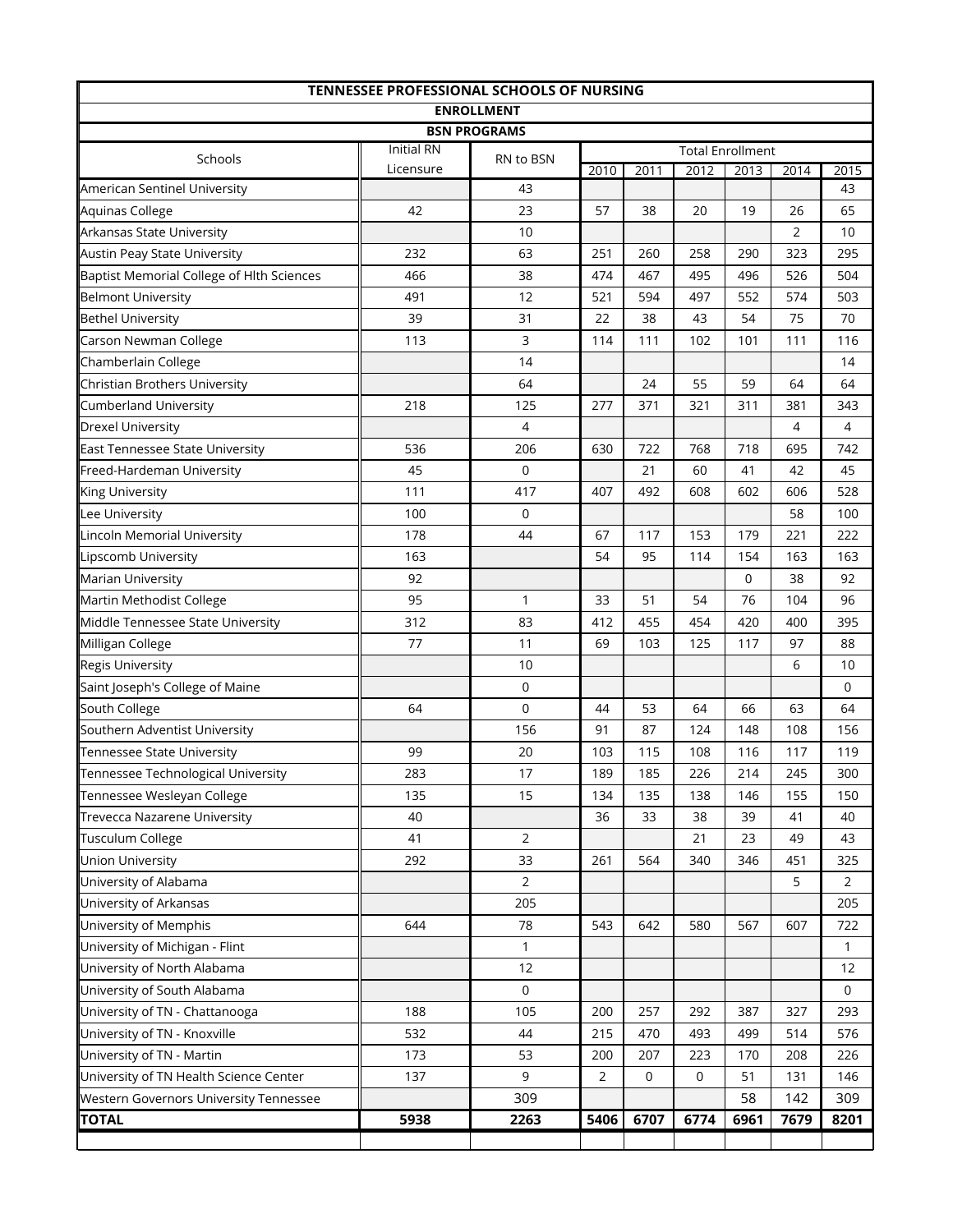| TENNESSEE PROFESSIONAL SCHOOLS OF NURSING | | | | | | | | |
|---|---|---|---|---|---|---|---|---|
| ENROLLMENT | | | | | | | | |
| BSN PROGRAMS | | | | | | | | |
| Schools | Initial RN Licensure | RN to BSN | Total Enrollment | | | | | |
| | | | 2010 | 2011 | 2012 | 2013 | 2014 | 2015 |
| American Sentinel University | | 43 | | | | | | 43 |
| Aquinas College | 42 | 23 | 57 | 38 | 20 | 19 | 26 | 65 |
| Arkansas State University | | 10 | | | | | 2 | 10 |
| Austin Peay State University | 232 | 63 | 251 | 260 | 258 | 290 | 323 | 295 |
| Baptist Memorial College of Hlth Sciences | 466 | 38 | 474 | 467 | 495 | 496 | 526 | 504 |
| Belmont University | 491 | 12 | 521 | 594 | 497 | 552 | 574 | 503 |
| Bethel University | 39 | 31 | 22 | 38 | 43 | 54 | 75 | 70 |
| Carson Newman College | 113 | 3 | 114 | 111 | 102 | 101 | 111 | 116 |
| Chamberlain College | | 14 | | | | | | 14 |
| Christian Brothers University | | 64 | | 24 | 55 | 59 | 64 | 64 |
| Cumberland University | 218 | 125 | 277 | 371 | 321 | 311 | 381 | 343 |
| Drexel University | | 4 | | | | | 4 | 4 |
| East Tennessee State University | 536 | 206 | 630 | 722 | 768 | 718 | 695 | 742 |
| Freed-Hardeman University | 45 | 0 | | 21 | 60 | 41 | 42 | 45 |
| King University | 111 | 417 | 407 | 492 | 608 | 602 | 606 | 528 |
| Lee University | 100 | 0 | | | | | 58 | 100 |
| Lincoln Memorial University | 178 | 44 | 67 | 117 | 153 | 179 | 221 | 222 |
| Lipscomb University | 163 | | 54 | 95 | 114 | 154 | 163 | 163 |
| Marian University | 92 | | | | | 0 | 38 | 92 |
| Martin Methodist College | 95 | 1 | 33 | 51 | 54 | 76 | 104 | 96 |
| Middle Tennessee State University | 312 | 83 | 412 | 455 | 454 | 420 | 400 | 395 |
| Milligan College | 77 | 11 | 69 | 103 | 125 | 117 | 97 | 88 |
| Regis University | | 10 | | | | | 6 | 10 |
| Saint Joseph's College of Maine | | 0 | | | | | | 0 |
| South College | 64 | 0 | 44 | 53 | 64 | 66 | 63 | 64 |
| Southern Adventist University | | 156 | 91 | 87 | 124 | 148 | 108 | 156 |
| Tennessee State University | 99 | 20 | 103 | 115 | 108 | 116 | 117 | 119 |
| Tennessee Technological University | 283 | 17 | 189 | 185 | 226 | 214 | 245 | 300 |
| Tennessee Wesleyan College | 135 | 15 | 134 | 135 | 138 | 146 | 155 | 150 |
| Trevecca Nazarene University | 40 | | 36 | 33 | 38 | 39 | 41 | 40 |
| Tusculum College | 41 | 2 | | | 21 | 23 | 49 | 43 |
| Union University | 292 | 33 | 261 | 564 | 340 | 346 | 451 | 325 |
| University of Alabama | | 2 | | | | | 5 | 2 |
| University of Arkansas | | 205 | | | | | | 205 |
| University of Memphis | 644 | 78 | 543 | 642 | 580 | 567 | 607 | 722 |
| University of Michigan - Flint | | 1 | | | | | | 1 |
| University of North Alabama | | 12 | | | | | | 12 |
| University of South Alabama | | 0 | | | | | | 0 |
| University of TN - Chattanooga | 188 | 105 | 200 | 257 | 292 | 387 | 327 | 293 |
| University of TN - Knoxville | 532 | 44 | 215 | 470 | 493 | 499 | 514 | 576 |
| University of TN - Martin | 173 | 53 | 200 | 207 | 223 | 170 | 208 | 226 |
| University of TN Health Science Center | 137 | 9 | 2 | 0 | 0 | 51 | 131 | 146 |
| Western Governors University Tennessee | | 309 | | | | 58 | 142 | 309 |
| **TOTAL** | **5938** | **2263** | **5406** | **6707** | **6774** | **6961** | **7679** | **8201** |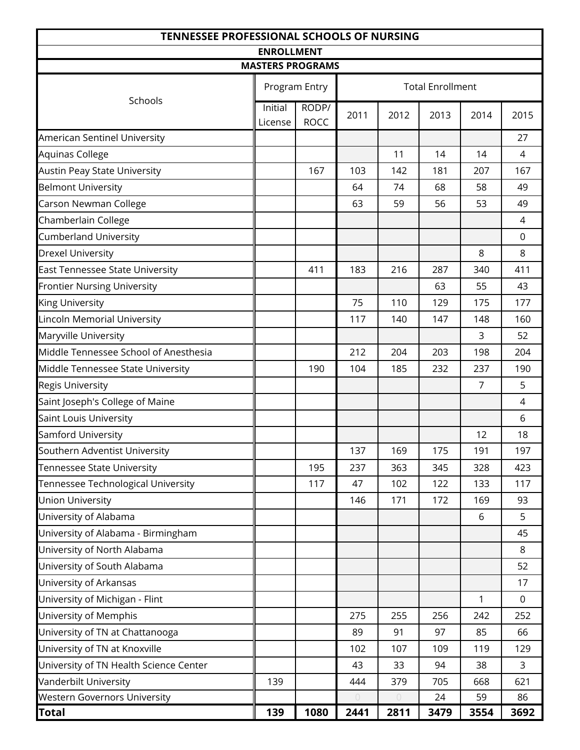# TENNESSEE PROFESSIONAL SCHOOLS OF NURSING

## ENROLLMENT

### MASTERS PROGRAMS

| Schools | Program Entry | | Total Enrollment | | | | |
|---|---|---|---|---|---|---|---|
| | Initial License | RODP/ ROCC | 2011 | 2012 | 2013 | 2014 | 2015 |
| American Sentinel University | | | | | | | 27 |
| Aquinas College | | | | 11 | 14 | 14 | 4 |
| Austin Peay State University | | 167 | 103 | 142 | 181 | 207 | 167 |
| Belmont University | | | 64 | 74 | 68 | 58 | 49 |
| Carson Newman College | | | 63 | 59 | 56 | 53 | 49 |
| Chamberlain College | | | | | | | 4 |
| Cumberland University | | | | | | | 0 |
| Drexel University | | | | | | 8 | 8 |
| East Tennessee State University | | 411 | 183 | 216 | 287 | 340 | 411 |
| Frontier Nursing University | | | | | 63 | 55 | 43 |
| King University | | | 75 | 110 | 129 | 175 | 177 |
| Lincoln Memorial University | | | 117 | 140 | 147 | 148 | 160 |
| Maryville University | | | | | | 3 | 52 |
| Middle Tennessee School of Anesthesia | | | 212 | 204 | 203 | 198 | 204 |
| Middle Tennessee State University | | 190 | 104 | 185 | 232 | 237 | 190 |
| Regis University | | | | | | 7 | 5 |
| Saint Joseph's College of Maine | | | | | | | 4 |
| Saint Louis University | | | | | | | 6 |
| Samford University | | | | | | 12 | 18 |
| Southern Adventist University | | | 137 | 169 | 175 | 191 | 197 |
| Tennessee State University | | 195 | 237 | 363 | 345 | 328 | 423 |
| Tennessee Technological University | | 117 | 47 | 102 | 122 | 133 | 117 |
| Union University | | | 146 | 171 | 172 | 169 | 93 |
| University of Alabama | | | | | | 6 | 5 |
| University of Alabama - Birmingham | | | | | | | 45 |
| University of North Alabama | | | | | | | 8 |
| University of South Alabama | | | | | | | 52 |
| University of Arkansas | | | | | | | 17 |
| University of Michigan - Flint | | | | | | 1 | 0 |
| University of Memphis | | | 275 | 255 | 256 | 242 | 252 |
| University of TN at Chattanooga | | | 89 | 91 | 97 | 85 | 66 |
| University of TN at Knoxville | | | 102 | 107 | 109 | 119 | 129 |
| University of TN Health Science Center | | | 43 | 33 | 94 | 38 | 3 |
| Vanderbilt University | 139 | | 444 | 379 | 705 | 668 | 621 |
| Western Governors University | | | 0 | 0 | 24 | 59 | 86 |
| **Total** | **139** | **1080** | **2441** | **2811** | **3479** | **3554** | **3692** |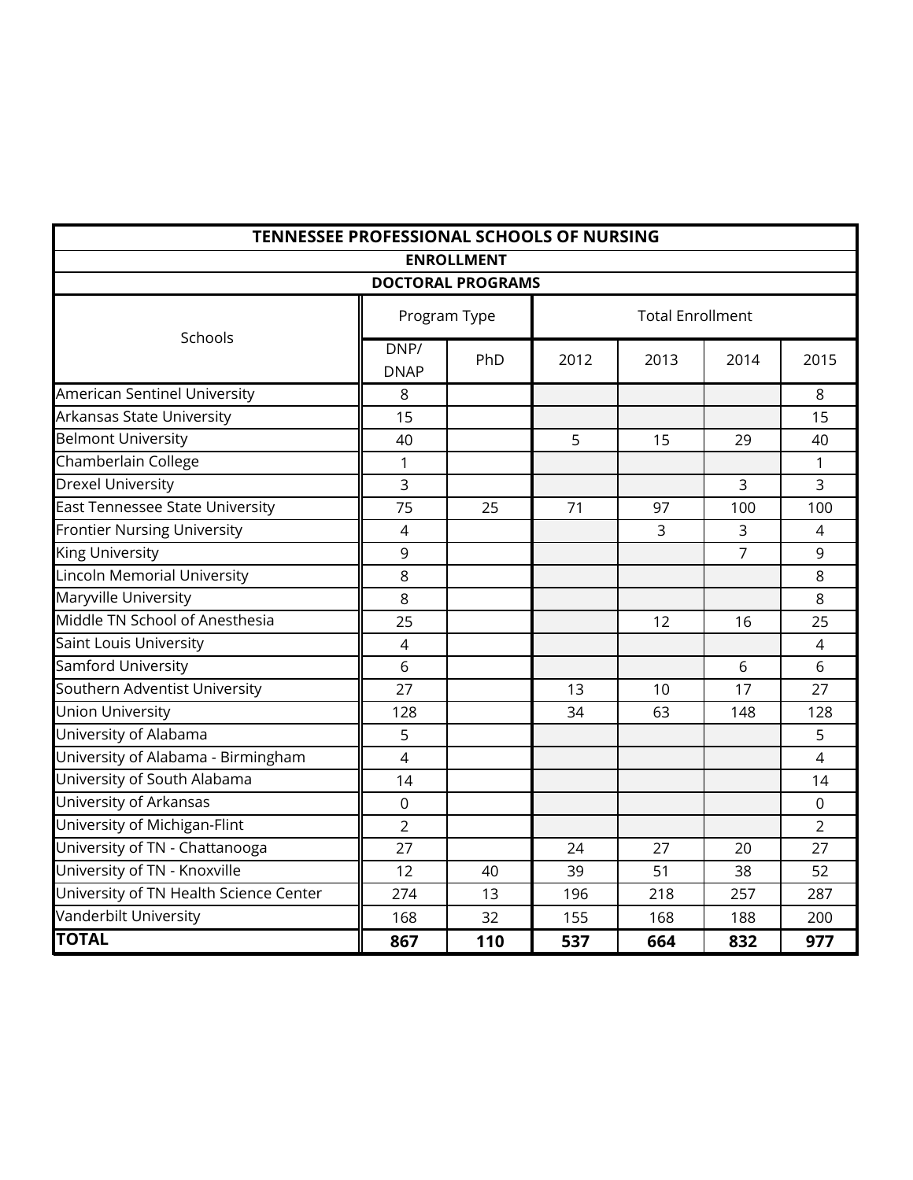| TENNESSEE PROFESSIONAL SCHOOLS OF NURSING | | | | | | |
|---|---|---|---|---|---|---|
| ENROLLMENT | | | | | | |
| DOCTORAL PROGRAMS | | | | | | |
| Schools | Program Type | | Total Enrollment | | | |
| | DNP/ DNAP | PhD | 2012 | 2013 | 2014 | 2015 |
| American Sentinel University | 8 | | | | | 8 |
| Arkansas State University | 15 | | | | | 15 |
| Belmont University | 40 | | 5 | 15 | 29 | 40 |
| Chamberlain College | 1 | | | | | 1 |
| Drexel University | 3 | | | | 3 | 3 |
| East Tennessee State University | 75 | 25 | 71 | 97 | 100 | 100 |
| Frontier Nursing University | 4 | | | 3 | 3 | 4 |
| King University | 9 | | | | 7 | 9 |
| Lincoln Memorial University | 8 | | | | | 8 |
| Maryville University | 8 | | | | | 8 |
| Middle TN School of Anesthesia | 25 | | | 12 | 16 | 25 |
| Saint Louis University | 4 | | | | | 4 |
| Samford University | 6 | | | | 6 | 6 |
| Southern Adventist University | 27 | | 13 | 10 | 17 | 27 |
| Union University | 128 | | 34 | 63 | 148 | 128 |
| University of Alabama | 5 | | | | | 5 |
| University of Alabama - Birmingham | 4 | | | | | 4 |
| University of South Alabama | 14 | | | | | 14 |
| University of Arkansas | 0 | | | | | 0 |
| University of Michigan-Flint | 2 | | | | | 2 |
| University of TN - Chattanooga | 27 | | 24 | 27 | 20 | 27 |
| University of TN - Knoxville | 12 | 40 | 39 | 51 | 38 | 52 |
| University of TN Health Science Center | 274 | 13 | 196 | 218 | 257 | 287 |
| Vanderbilt University | 168 | 32 | 155 | 168 | 188 | 200 |
| **TOTAL** | **867** | **110** | **537** | **664** | **832** | **977** |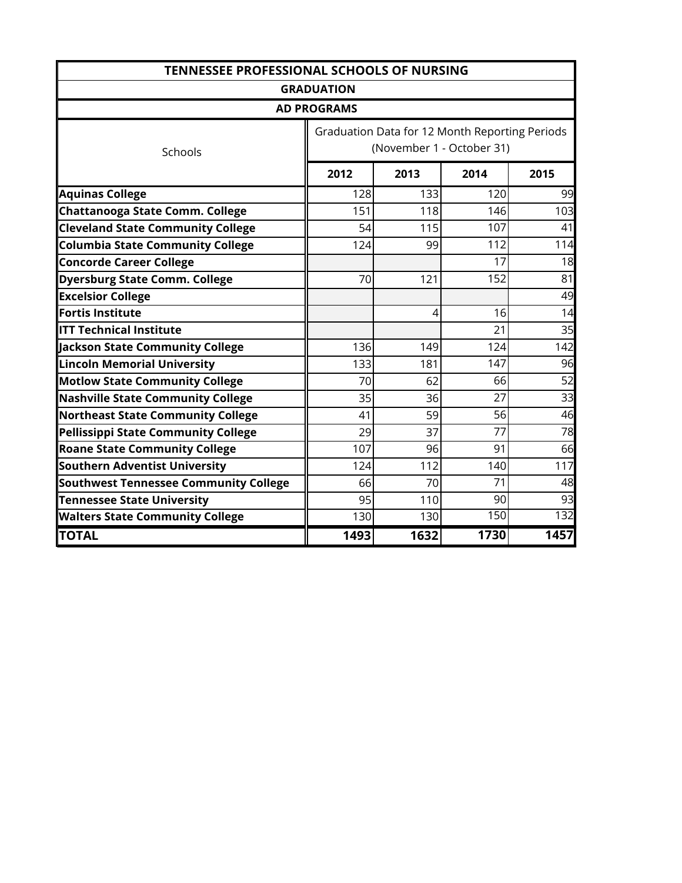| TENNESSEE PROFESSIONAL SCHOOLS OF NURSING | | | | |
|---|---|---|---|---|
| GRADUATION | | | | |
| AD PROGRAMS | | | | |
| Schools | Graduation Data for 12 Month Reporting Periods (November 1 - October 31) | | | |
| | **2012** | **2013** | **2014** | **2015** |
| **Aquinas College** | 128 | 133 | 120 | 99 |
| **Chattanooga State Comm. College** | 151 | 118 | 146 | 103 |
| **Cleveland State Community College** | 54 | 115 | 107 | 41 |
| **Columbia State Community College** | 124 | 99 | 112 | 114 |
| **Concorde Career College** | | | 17 | 18 |
| **Dyersburg State Comm. College** | 70 | 121 | 152 | 81 |
| **Excelsior College** | | | | 49 |
| **Fortis Institute** | | 4 | 16 | 14 |
| **ITT Technical Institute** | | | 21 | 35 |
| **Jackson State Community College** | 136 | 149 | 124 | 142 |
| **Lincoln Memorial University** | 133 | 181 | 147 | 96 |
| **Motlow State Community College** | 70 | 62 | 66 | 52 |
| **Nashville State Community College** | 35 | 36 | 27 | 33 |
| **Northeast State Community College** | 41 | 59 | 56 | 46 |
| **Pellissippi State Community College** | 29 | 37 | 77 | 78 |
| **Roane State Community College** | 107 | 96 | 91 | 66 |
| **Southern Adventist University** | 124 | 112 | 140 | 117 |
| **Southwest Tennessee Community College** | 66 | 70 | 71 | 48 |
| **Tennessee State University** | 95 | 110 | 90 | 93 |
| **Walters State Community College** | 130 | 130 | 150 | 132 |
| **TOTAL** | **1493** | **1632** | **1730** | **1457** |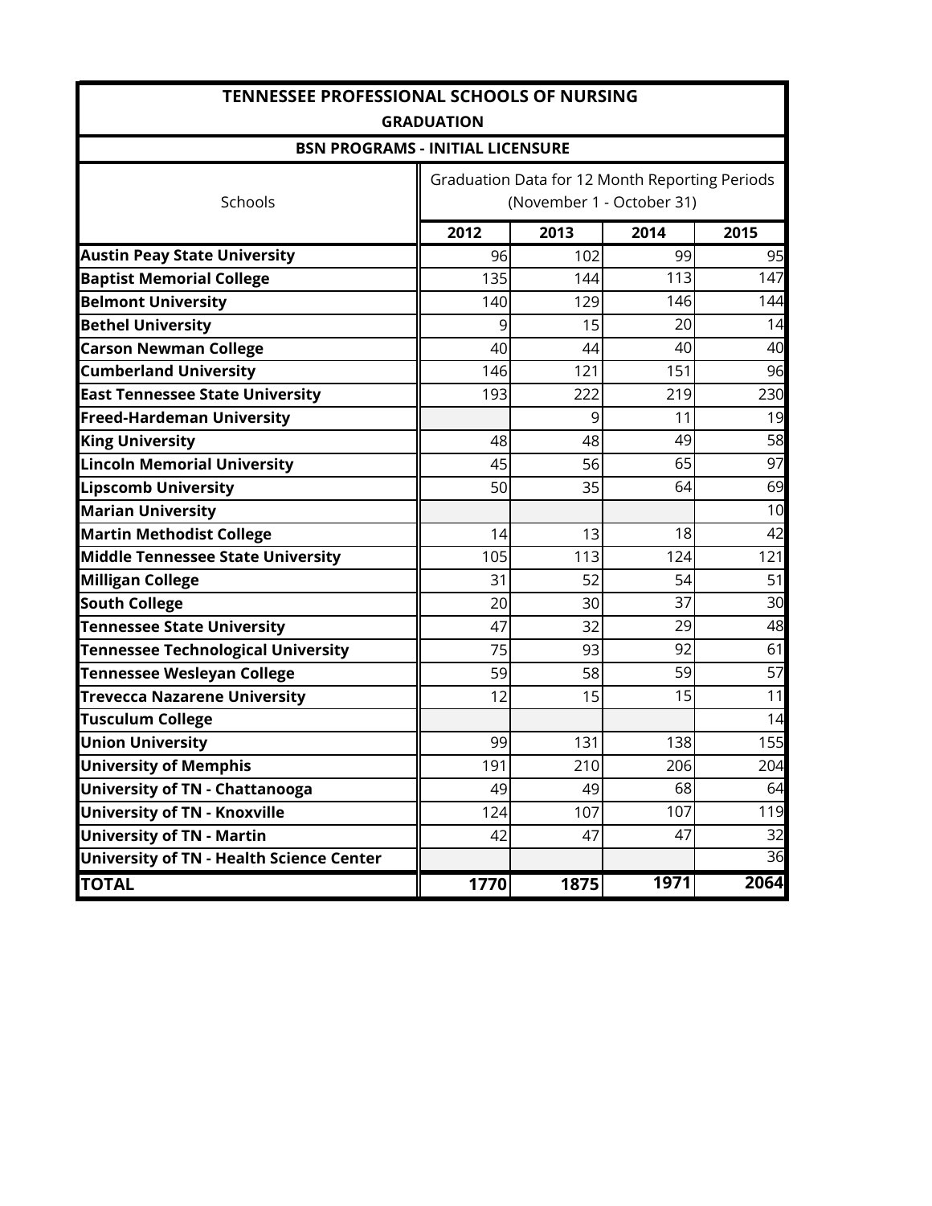# TENNESSEE PROFESSIONAL SCHOOLS OF NURSING

## GRADUATION

### BSN PROGRAMS - INITIAL LICENSURE

| Schools | Graduation Data for 12 Month Reporting Periods (November 1 - October 31) | | | |
|---|---|---|---|---|
| | 2012 | 2013 | 2014 | 2015 |
| **Austin Peay State University** | 96 | 102 | 99 | 95 |
| **Baptist Memorial College** | 135 | 144 | 113 | 147 |
| **Belmont University** | 140 | 129 | 146 | 144 |
| **Bethel University** | 9 | 15 | 20 | 14 |
| **Carson Newman College** | 40 | 44 | 40 | 40 |
| **Cumberland University** | 146 | 121 | 151 | 96 |
| **East Tennessee State University** | 193 | 222 | 219 | 230 |
| **Freed-Hardeman University** | | 9 | 11 | 19 |
| **King University** | 48 | 48 | 49 | 58 |
| **Lincoln Memorial University** | 45 | 56 | 65 | 97 |
| **Lipscomb University** | 50 | 35 | 64 | 69 |
| **Marian University** | | | | 10 |
| **Martin Methodist College** | 14 | 13 | 18 | 42 |
| **Middle Tennessee State University** | 105 | 113 | 124 | 121 |
| **Milligan College** | 31 | 52 | 54 | 51 |
| **South College** | 20 | 30 | 37 | 30 |
| **Tennessee State University** | 47 | 32 | 29 | 48 |
| **Tennessee Technological University** | 75 | 93 | 92 | 61 |
| **Tennessee Wesleyan College** | 59 | 58 | 59 | 57 |
| **Trevecca Nazarene University** | 12 | 15 | 15 | 11 |
| **Tusculum College** | | | | 14 |
| **Union University** | 99 | 131 | 138 | 155 |
| **University of Memphis** | 191 | 210 | 206 | 204 |
| **University of TN - Chattanooga** | 49 | 49 | 68 | 64 |
| **University of TN - Knoxville** | 124 | 107 | 107 | 119 |
| **University of TN - Martin** | 42 | 47 | 47 | 32 |
| **University of TN - Health Science Center** | | | | 36 |
| **TOTAL** | **1770** | **1875** | **1971** | **2064** |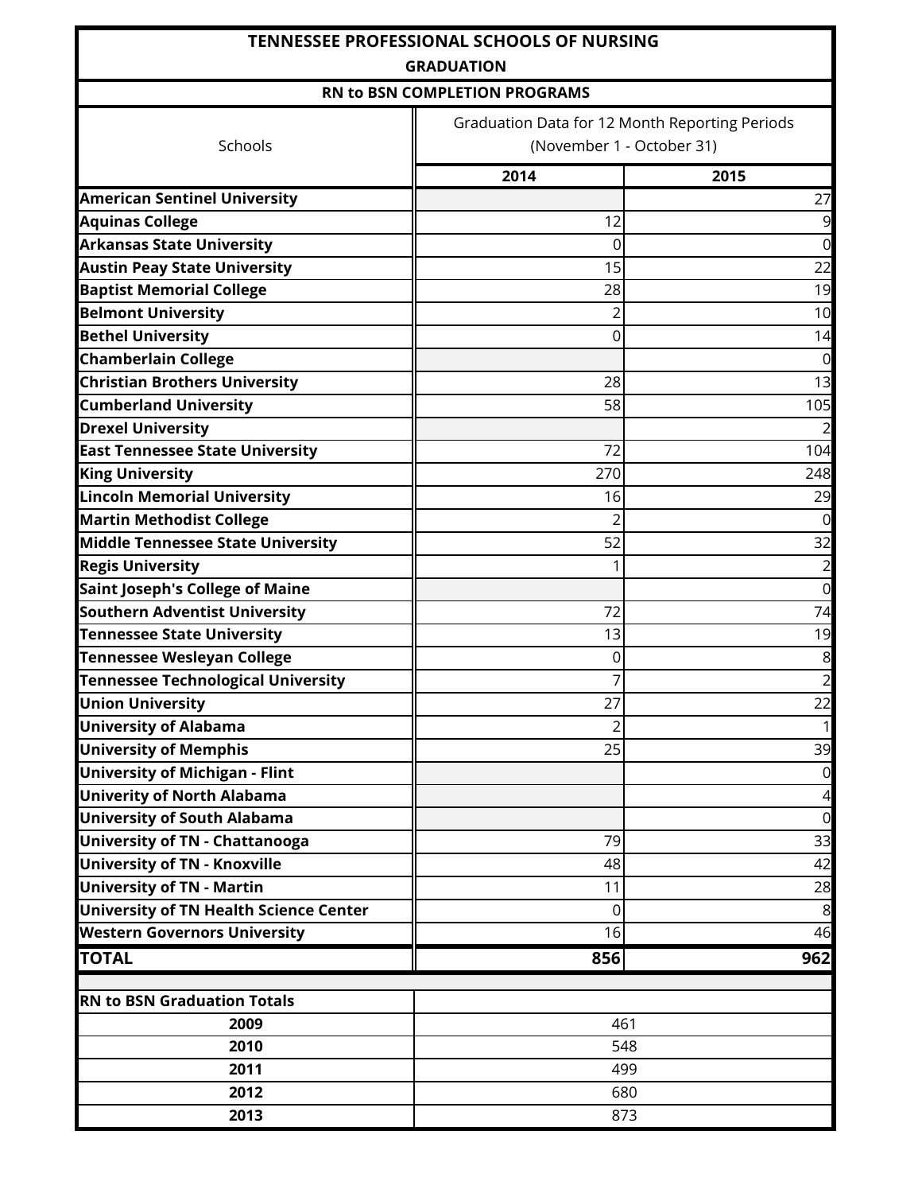# TENNESSEE PROFESSIONAL SCHOOLS OF NURSING

## GRADUATION

### RN to BSN COMPLETION PROGRAMS

| Schools | Graduation Data for 12 Month Reporting Periods (November 1 - October 31) | |
|---|---|---|
| | **2014** | **2015** |
| **American Sentinel University** | | 27 |
| **Aquinas College** | 12 | 9 |
| **Arkansas State University** | 0 | 0 |
| **Austin Peay State University** | 15 | 22 |
| **Baptist Memorial College** | 28 | 19 |
| **Belmont University** | 2 | 10 |
| **Bethel University** | 0 | 14 |
| **Chamberlain College** | | 0 |
| **Christian Brothers University** | 28 | 13 |
| **Cumberland University** | 58 | 105 |
| **Drexel University** | | 2 |
| **East Tennessee State University** | 72 | 104 |
| **King University** | 270 | 248 |
| **Lincoln Memorial University** | 16 | 29 |
| **Martin Methodist College** | 2 | 0 |
| **Middle Tennessee State University** | 52 | 32 |
| **Regis University** | 1 | 2 |
| **Saint Joseph's College of Maine** | | 0 |
| **Southern Adventist University** | 72 | 74 |
| **Tennessee State University** | 13 | 19 |
| **Tennessee Wesleyan College** | 0 | 8 |
| **Tennessee Technological University** | 7 | 2 |
| **Union University** | 27 | 22 |
| **University of Alabama** | 2 | 1 |
| **University of Memphis** | 25 | 39 |
| **University of Michigan - Flint** | | 0 |
| **Univerity of North Alabama** | | 4 |
| **University of South Alabama** | | 0 |
| **University of TN - Chattanooga** | 79 | 33 |
| **University of TN - Knoxville** | 48 | 42 |
| **University of TN - Martin** | 11 | 28 |
| **University of TN Health Science Center** | 0 | 8 |
| **Western Governors University** | 16 | 46 |
| **TOTAL** | **856** | **962** |

| RN to BSN Graduation Totals | |
|---|---|
| **2009** | 461 |
| **2010** | 548 |
| **2011** | 499 |
| **2012** | 680 |
| **2013** | 873 |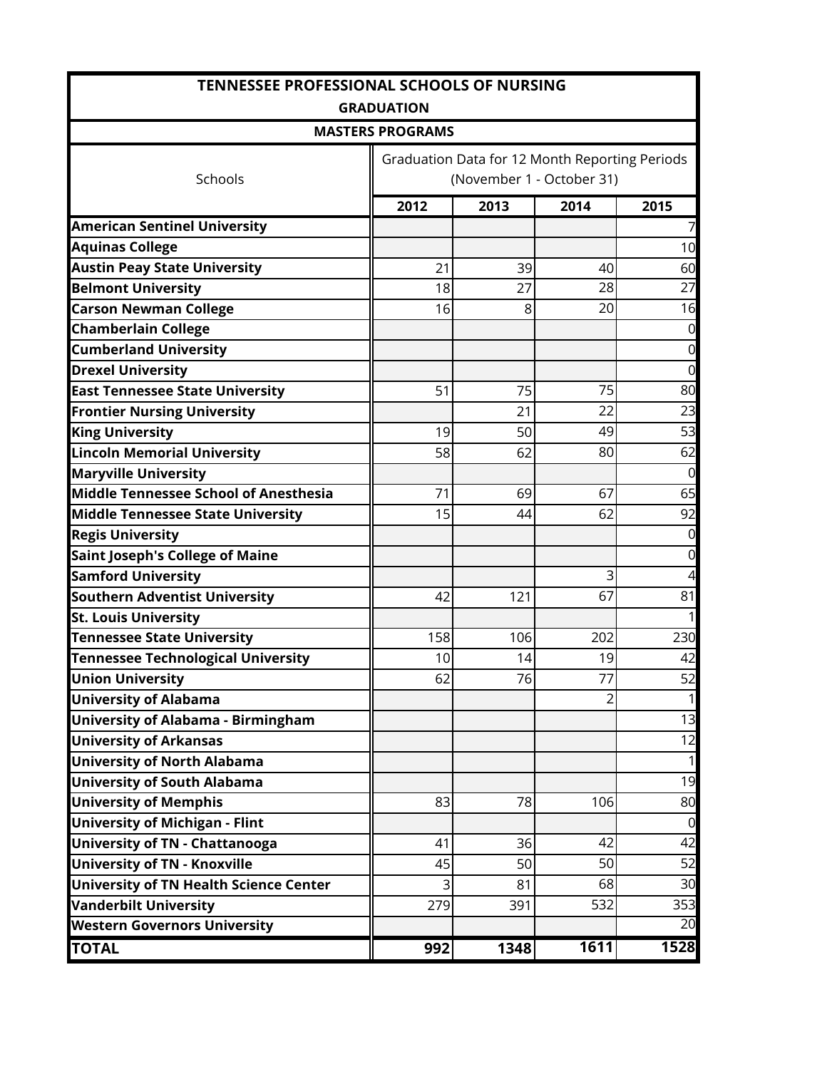# TENNESSEE PROFESSIONAL SCHOOLS OF NURSING

## GRADUATION

### MASTERS PROGRAMS

| Schools | Graduation Data for 12 Month Reporting Periods (November 1 - October 31) | | | |
|---|---|---|---|---|
| | **2012** | **2013** | **2014** | **2015** |
| **American Sentinel University** | | | | 7 |
| **Aquinas College** | | | | 10 |
| **Austin Peay State University** | 21 | 39 | 40 | 60 |
| **Belmont University** | 18 | 27 | 28 | 27 |
| **Carson Newman College** | 16 | 8 | 20 | 16 |
| **Chamberlain College** | | | | 0 |
| **Cumberland University** | | | | 0 |
| **Drexel University** | | | | 0 |
| **East Tennessee State University** | 51 | 75 | 75 | 80 |
| **Frontier Nursing University** | | 21 | 22 | 23 |
| **King University** | 19 | 50 | 49 | 53 |
| **Lincoln Memorial University** | 58 | 62 | 80 | 62 |
| **Maryville University** | | | | 0 |
| **Middle Tennessee School of Anesthesia** | 71 | 69 | 67 | 65 |
| **Middle Tennessee State University** | 15 | 44 | 62 | 92 |
| **Regis University** | | | | 0 |
| **Saint Joseph's College of Maine** | | | | 0 |
| **Samford University** | | | 3 | 4 |
| **Southern Adventist University** | 42 | 121 | 67 | 81 |
| **St. Louis University** | | | | 1 |
| **Tennessee State University** | 158 | 106 | 202 | 230 |
| **Tennessee Technological University** | 10 | 14 | 19 | 42 |
| **Union University** | 62 | 76 | 77 | 52 |
| **University of Alabama** | | | 2 | 1 |
| **University of Alabama - Birmingham** | | | | 13 |
| **University of Arkansas** | | | | 12 |
| **University of North Alabama** | | | | 1 |
| **University of South Alabama** | | | | 19 |
| **University of Memphis** | 83 | 78 | 106 | 80 |
| **University of Michigan - Flint** | | | | 0 |
| **University of TN - Chattanooga** | 41 | 36 | 42 | 42 |
| **University of TN - Knoxville** | 45 | 50 | 50 | 52 |
| **University of TN Health Science Center** | 3 | 81 | 68 | 30 |
| **Vanderbilt University** | 279 | 391 | 532 | 353 |
| **Western Governors University** | | | | 20 |
| **TOTAL** | **992** | **1348** | **1611** | **1528** |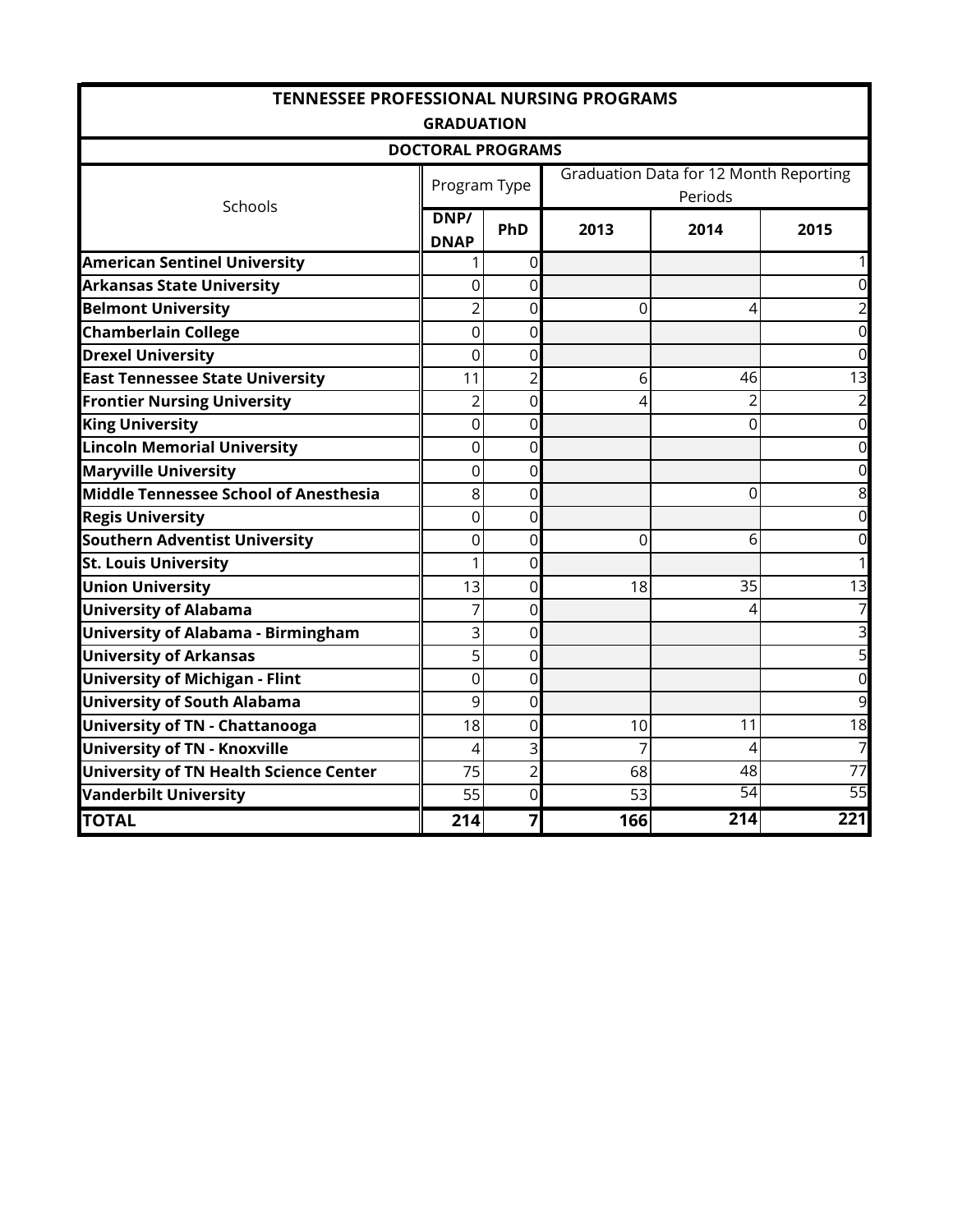| TENNESSEE PROFESSIONAL NURSING PROGRAMS | | | | | |
|---|---|---|---|---|---|
| GRADUATION | | | | | |
| DOCTORAL PROGRAMS | | | | | |
| Schools | Program Type | | Graduation Data for 12 Month Reporting Periods | | |
| | DNP/ DNAP | PhD | 2013 | 2014 | 2015 |
| **American Sentinel University** | 1 | 0 | | | 1 |
| **Arkansas State University** | 0 | 0 | | | 0 |
| **Belmont University** | 2 | 0 | 0 | 4 | 2 |
| **Chamberlain College** | 0 | 0 | | | 0 |
| **Drexel University** | 0 | 0 | | | 0 |
| **East Tennessee State University** | 11 | 2 | 6 | 46 | 13 |
| **Frontier Nursing University** | 2 | 0 | 4 | 2 | 2 |
| **King University** | 0 | 0 | | 0 | 0 |
| **Lincoln Memorial University** | 0 | 0 | | | 0 |
| **Maryville University** | 0 | 0 | | | 0 |
| **Middle Tennessee School of Anesthesia** | 8 | 0 | | 0 | 8 |
| **Regis University** | 0 | 0 | | | 0 |
| **Southern Adventist University** | 0 | 0 | 0 | 6 | 0 |
| **St. Louis University** | 1 | 0 | | | 1 |
| **Union University** | 13 | 0 | 18 | 35 | 13 |
| **University of Alabama** | 7 | 0 | | 4 | 7 |
| **University of Alabama - Birmingham** | 3 | 0 | | | 3 |
| **University of Arkansas** | 5 | 0 | | | 5 |
| **University of Michigan - Flint** | 0 | 0 | | | 0 |
| **University of South Alabama** | 9 | 0 | | | 9 |
| **University of TN - Chattanooga** | 18 | 0 | 10 | 11 | 18 |
| **University of TN - Knoxville** | 4 | 3 | 7 | 4 | 7 |
| **University of TN Health Science Center** | 75 | 2 | 68 | 48 | 77 |
| **Vanderbilt University** | 55 | 0 | 53 | 54 | 55 |
| **TOTAL** | **214** | **7** | **166** | **214** | **221** |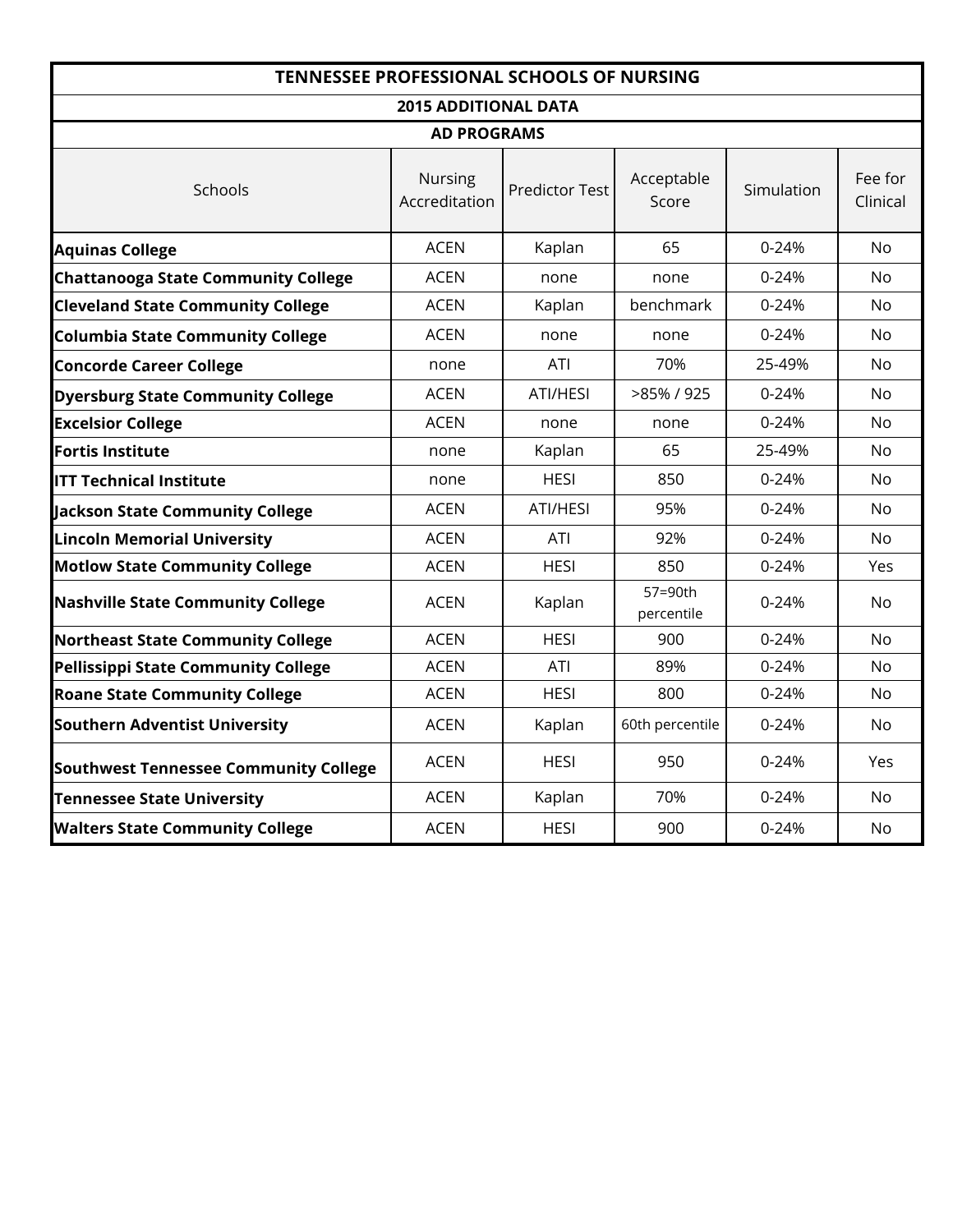# TENNESSEE PROFESSIONAL SCHOOLS OF NURSING

## 2015 ADDITIONAL DATA

### AD PROGRAMS

| Schools | Nursing Accreditation | Predictor Test | Acceptable Score | Simulation | Fee for Clinical |
|---|---|---|---|---|---|
| **Aquinas College** | ACEN | Kaplan | 65 | 0-24% | No |
| **Chattanooga State Community College** | ACEN | none | none | 0-24% | No |
| **Cleveland State Community College** | ACEN | Kaplan | benchmark | 0-24% | No |
| **Columbia State Community College** | ACEN | none | none | 0-24% | No |
| **Concorde Career College** | none | ATI | 70% | 25-49% | No |
| **Dyersburg State Community College** | ACEN | ATI/HESI | >85% / 925 | 0-24% | No |
| **Excelsior College** | ACEN | none | none | 0-24% | No |
| **Fortis Institute** | none | Kaplan | 65 | 25-49% | No |
| **ITT Technical Institute** | none | HESI | 850 | 0-24% | No |
| **Jackson State Community College** | ACEN | ATI/HESI | 95% | 0-24% | No |
| **Lincoln Memorial University** | ACEN | ATI | 92% | 0-24% | No |
| **Motlow State Community College** | ACEN | HESI | 850 | 0-24% | Yes |
| **Nashville State Community College** | ACEN | Kaplan | 57=90th percentile | 0-24% | No |
| **Northeast State Community College** | ACEN | HESI | 900 | 0-24% | No |
| **Pellissippi State Community College** | ACEN | ATI | 89% | 0-24% | No |
| **Roane State Community College** | ACEN | HESI | 800 | 0-24% | No |
| **Southern Adventist University** | ACEN | Kaplan | 60th percentile | 0-24% | No |
| **Southwest Tennessee Community College** | ACEN | HESI | 950 | 0-24% | Yes |
| **Tennessee State University** | ACEN | Kaplan | 70% | 0-24% | No |
| **Walters State Community College** | ACEN | HESI | 900 | 0-24% | No |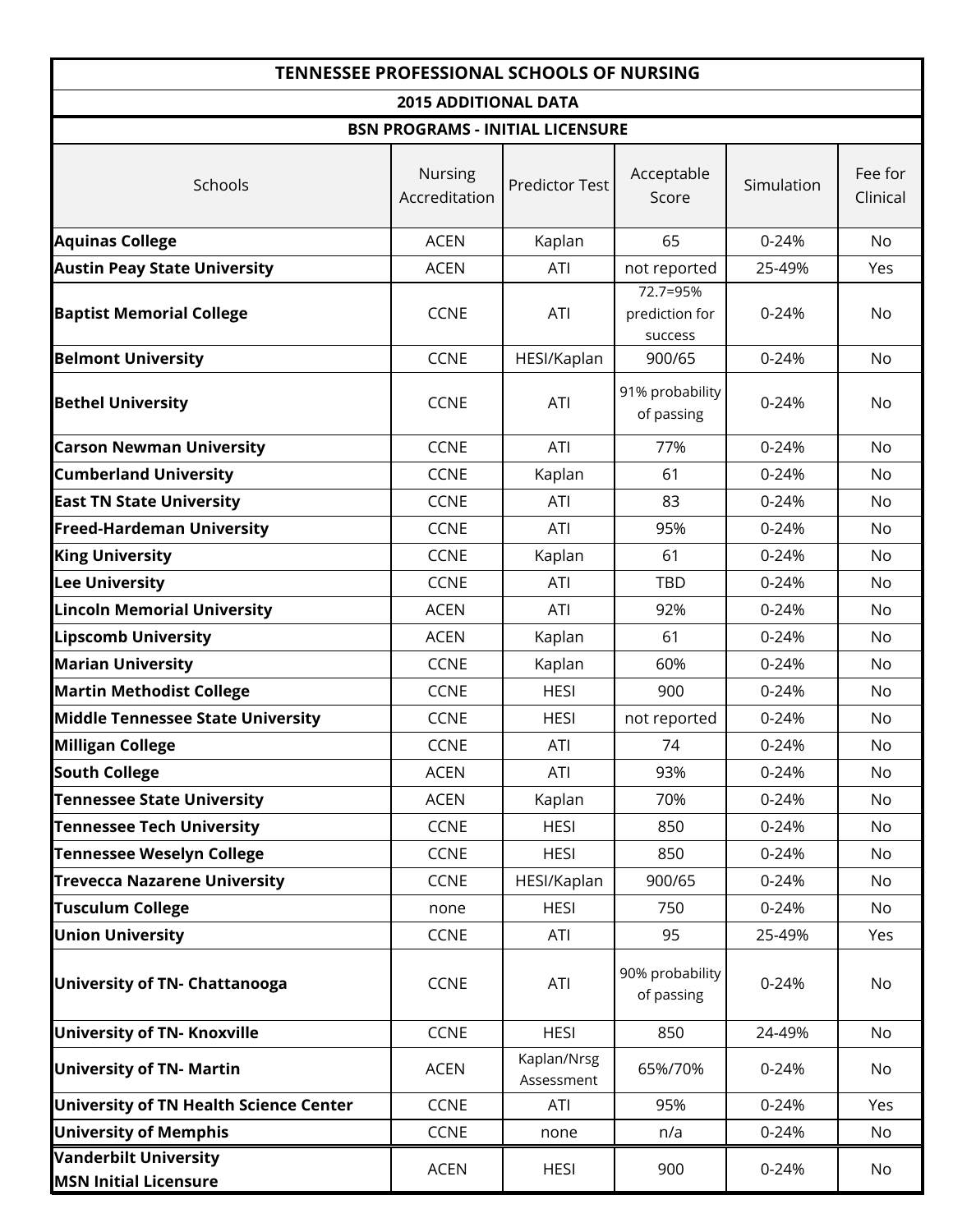# TENNESSEE PROFESSIONAL SCHOOLS OF NURSING

## 2015 ADDITIONAL DATA

### BSN PROGRAMS - INITIAL LICENSURE

| Schools | Nursing Accreditation | Predictor Test | Acceptable Score | Simulation | Fee for Clinical |
|---|---|---|---|---|---|
| **Aquinas College** | ACEN | Kaplan | 65 | 0-24% | No |
| **Austin Peay State University** | ACEN | ATI | not reported | 25-49% | Yes |
| **Baptist Memorial College** | CCNE | ATI | 72.7=95% prediction for success | 0-24% | No |
| **Belmont University** | CCNE | HESI/Kaplan | 900/65 | 0-24% | No |
| **Bethel University** | CCNE | ATI | 91% probability of passing | 0-24% | No |
| **Carson Newman University** | CCNE | ATI | 77% | 0-24% | No |
| **Cumberland University** | CCNE | Kaplan | 61 | 0-24% | No |
| **East TN State University** | CCNE | ATI | 83 | 0-24% | No |
| **Freed-Hardeman University** | CCNE | ATI | 95% | 0-24% | No |
| **King University** | CCNE | Kaplan | 61 | 0-24% | No |
| **Lee University** | CCNE | ATI | TBD | 0-24% | No |
| **Lincoln Memorial University** | ACEN | ATI | 92% | 0-24% | No |
| **Lipscomb University** | ACEN | Kaplan | 61 | 0-24% | No |
| **Marian University** | CCNE | Kaplan | 60% | 0-24% | No |
| **Martin Methodist College** | CCNE | HESI | 900 | 0-24% | No |
| **Middle Tennessee State University** | CCNE | HESI | not reported | 0-24% | No |
| **Milligan College** | CCNE | ATI | 74 | 0-24% | No |
| **South College** | ACEN | ATI | 93% | 0-24% | No |
| **Tennessee State University** | ACEN | Kaplan | 70% | 0-24% | No |
| **Tennessee Tech University** | CCNE | HESI | 850 | 0-24% | No |
| **Tennessee Weselyn College** | CCNE | HESI | 850 | 0-24% | No |
| **Trevecca Nazarene University** | CCNE | HESI/Kaplan | 900/65 | 0-24% | No |
| **Tusculum College** | none | HESI | 750 | 0-24% | No |
| **Union University** | CCNE | ATI | 95 | 25-49% | Yes |
| **University of TN- Chattanooga** | CCNE | ATI | 90% probability of passing | 0-24% | No |
| **University of TN- Knoxville** | CCNE | HESI | 850 | 24-49% | No |
| **University of TN- Martin** | ACEN | Kaplan/Nrsg Assessment | 65%/70% | 0-24% | No |
| **University of TN Health Science Center** | CCNE | ATI | 95% | 0-24% | Yes |
| **University of Memphis** | CCNE | none | n/a | 0-24% | No |
| **Vanderbilt University MSN Initial Licensure** | ACEN | HESI | 900 | 0-24% | No |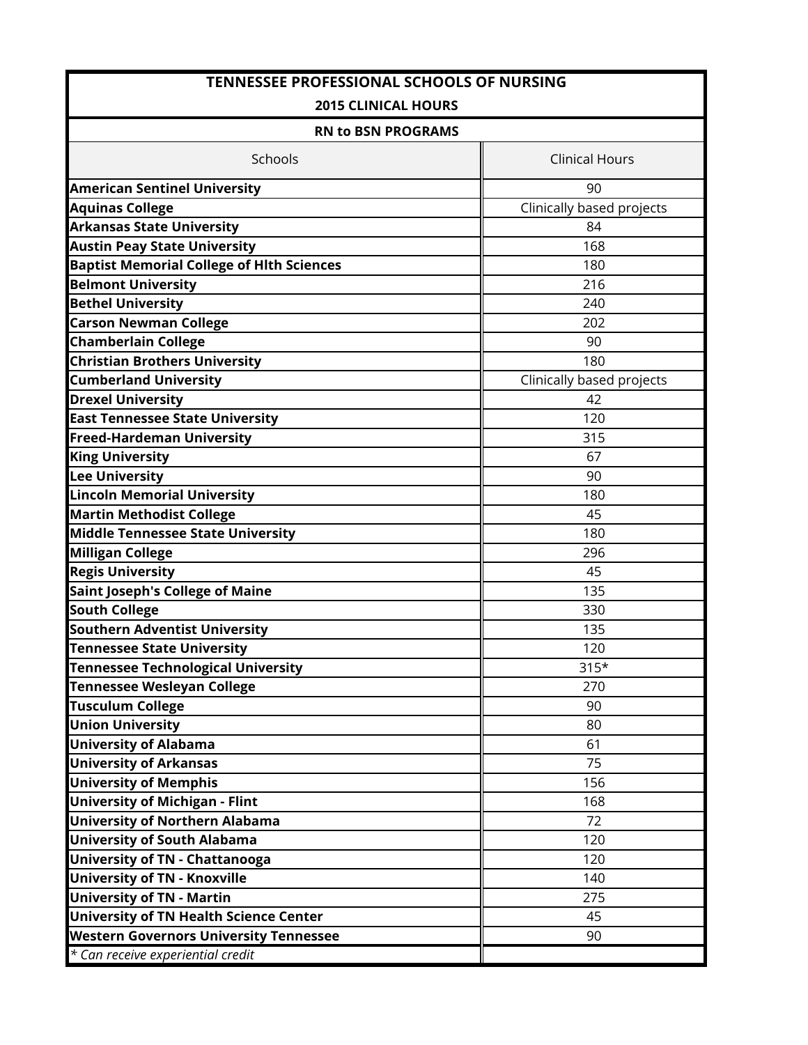## TENNESSEE PROFESSIONAL SCHOOLS OF NURSING

### 2015 CLINICAL HOURS

### RN to BSN PROGRAMS

| Schools | Clinical Hours |
|---|---|
| **American Sentinel University** | 90 |
| **Aquinas College** | Clinically based projects |
| **Arkansas State University** | 84 |
| **Austin Peay State University** | 168 |
| **Baptist Memorial College of Hlth Sciences** | 180 |
| **Belmont University** | 216 |
| **Bethel University** | 240 |
| **Carson Newman College** | 202 |
| **Chamberlain College** | 90 |
| **Christian Brothers University** | 180 |
| **Cumberland University** | Clinically based projects |
| **Drexel University** | 42 |
| **East Tennessee State University** | 120 |
| **Freed-Hardeman University** | 315 |
| **King University** | 67 |
| **Lee University** | 90 |
| **Lincoln Memorial University** | 180 |
| **Martin Methodist College** | 45 |
| **Middle Tennessee State University** | 180 |
| **Milligan College** | 296 |
| **Regis University** | 45 |
| **Saint Joseph's College of Maine** | 135 |
| **South College** | 330 |
| **Southern Adventist University** | 135 |
| **Tennessee State University** | 120 |
| **Tennessee Technological University** | 315* |
| **Tennessee Wesleyan College** | 270 |
| **Tusculum College** | 90 |
| **Union University** | 80 |
| **University of Alabama** | 61 |
| **University of Arkansas** | 75 |
| **University of Memphis** | 156 |
| **University of Michigan - Flint** | 168 |
| **University of Northern Alabama** | 72 |
| **University of South Alabama** | 120 |
| **University of TN - Chattanooga** | 120 |
| **University of TN - Knoxville** | 140 |
| **University of TN - Martin** | 275 |
| **University of TN Health Science Center** | 45 |
| **Western Governors University Tennessee** | 90 |

*\* Can receive experiential credit*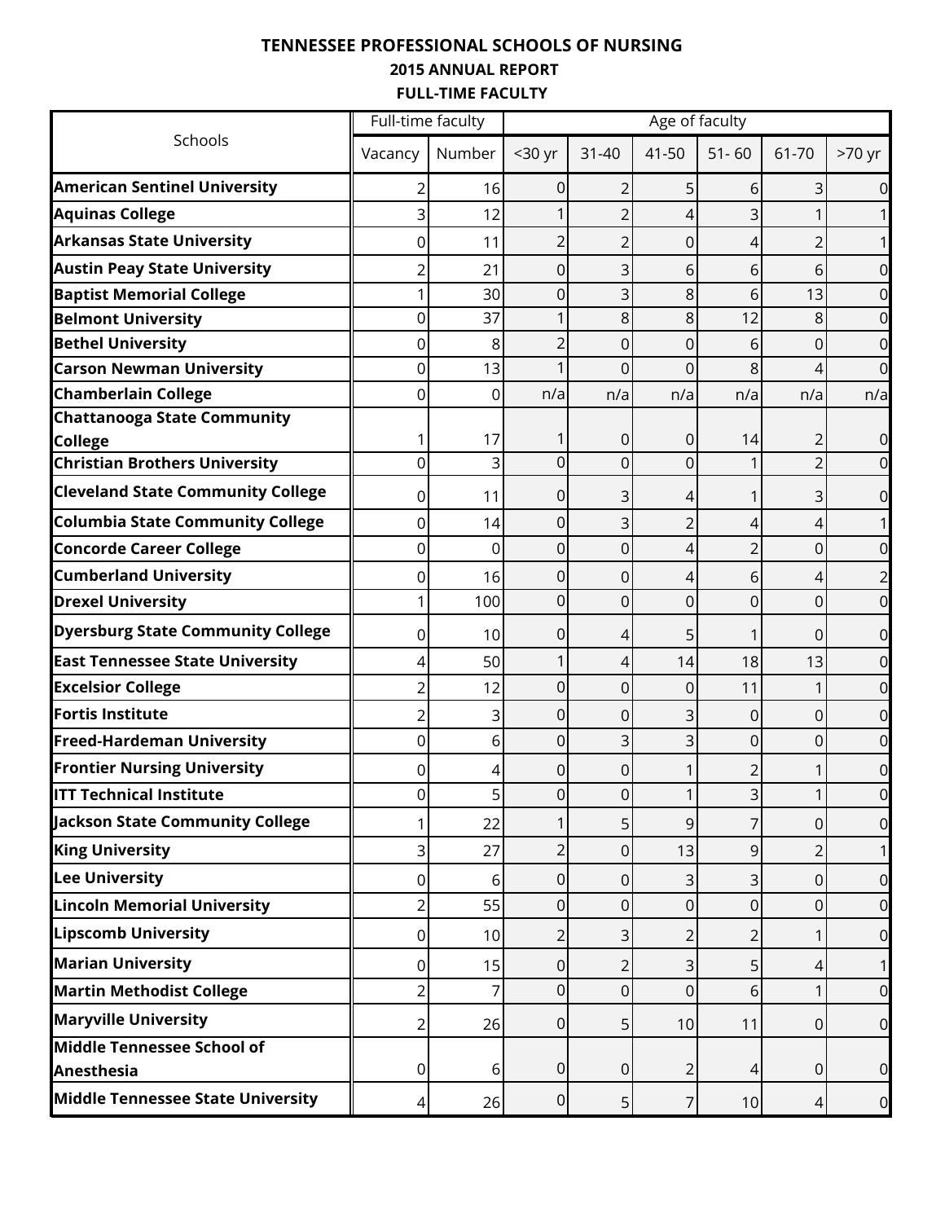**TENNESSEE PROFESSIONAL SCHOOLS OF NURSING**

**2015 ANNUAL REPORT**

**FULL-TIME FACULTY**

| Schools | Full-time faculty | | Age of faculty | | | | | |
|---|---|---|---|---|---|---|---|---|
| | Vacancy | Number | <30 yr | 31-40 | 41-50 | 51- 60 | 61-70 | >70 yr |
| **American Sentinel University** | 2 | 16 | 0 | 2 | 5 | 6 | 3 | 0 |
| **Aquinas College** | 3 | 12 | 1 | 2 | 4 | 3 | 1 | 1 |
| **Arkansas State University** | 0 | 11 | 2 | 2 | 0 | 4 | 2 | 1 |
| **Austin Peay State University** | 2 | 21 | 0 | 3 | 6 | 6 | 6 | 0 |
| **Baptist Memorial College** | 1 | 30 | 0 | 3 | 8 | 6 | 13 | 0 |
| **Belmont University** | 0 | 37 | 1 | 8 | 8 | 12 | 8 | 0 |
| **Bethel University** | 0 | 8 | 2 | 0 | 0 | 6 | 0 | 0 |
| **Carson Newman University** | 0 | 13 | 1 | 0 | 0 | 8 | 4 | 0 |
| **Chamberlain College** | 0 | 0 | n/a | n/a | n/a | n/a | n/a | n/a |
| **Chattanooga State Community College** | 1 | 17 | 1 | 0 | 0 | 14 | 2 | 0 |
| **Christian Brothers University** | 0 | 3 | 0 | 0 | 0 | 1 | 2 | 0 |
| **Cleveland State Community College** | 0 | 11 | 0 | 3 | 4 | 1 | 3 | 0 |
| **Columbia State Community College** | 0 | 14 | 0 | 3 | 2 | 4 | 4 | 1 |
| **Concorde Career College** | 0 | 0 | 0 | 0 | 4 | 2 | 0 | 0 |
| **Cumberland University** | 0 | 16 | 0 | 0 | 4 | 6 | 4 | 2 |
| **Drexel University** | 1 | 100 | 0 | 0 | 0 | 0 | 0 | 0 |
| **Dyersburg State Community College** | 0 | 10 | 0 | 4 | 5 | 1 | 0 | 0 |
| **East Tennessee State University** | 4 | 50 | 1 | 4 | 14 | 18 | 13 | 0 |
| **Excelsior College** | 2 | 12 | 0 | 0 | 0 | 11 | 1 | 0 |
| **Fortis Institute** | 2 | 3 | 0 | 0 | 3 | 0 | 0 | 0 |
| **Freed-Hardeman University** | 0 | 6 | 0 | 3 | 3 | 0 | 0 | 0 |
| **Frontier Nursing University** | 0 | 4 | 0 | 0 | 1 | 2 | 1 | 0 |
| **ITT Technical Institute** | 0 | 5 | 0 | 0 | 1 | 3 | 1 | 0 |
| **Jackson State Community College** | 1 | 22 | 1 | 5 | 9 | 7 | 0 | 0 |
| **King University** | 3 | 27 | 2 | 0 | 13 | 9 | 2 | 1 |
| **Lee University** | 0 | 6 | 0 | 0 | 3 | 3 | 0 | 0 |
| **Lincoln Memorial University** | 2 | 55 | 0 | 0 | 0 | 0 | 0 | 0 |
| **Lipscomb University** | 0 | 10 | 2 | 3 | 2 | 2 | 1 | 0 |
| **Marian University** | 0 | 15 | 0 | 2 | 3 | 5 | 4 | 1 |
| **Martin Methodist College** | 2 | 7 | 0 | 0 | 0 | 6 | 1 | 0 |
| **Maryville University** | 2 | 26 | 0 | 5 | 10 | 11 | 0 | 0 |
| **Middle Tennessee School of Anesthesia** | 0 | 6 | 0 | 0 | 2 | 4 | 0 | 0 |
| **Middle Tennessee State University** | 4 | 26 | 0 | 5 | 7 | 10 | 4 | 0 |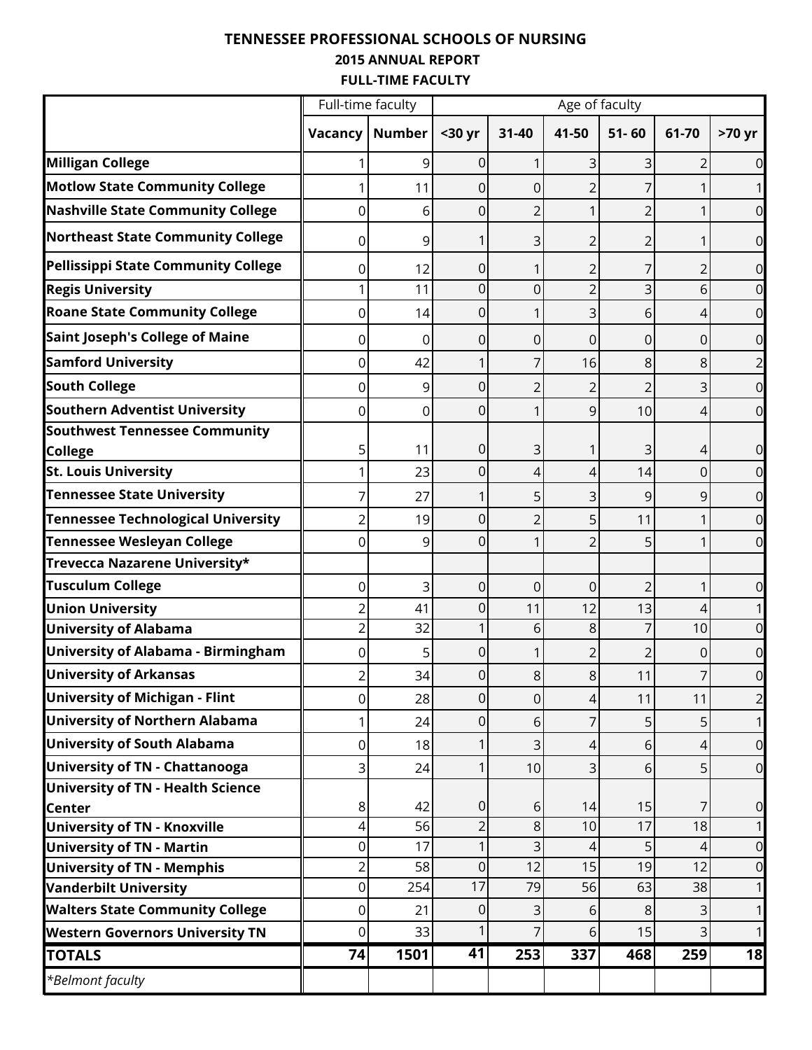# TENNESSEE PROFESSIONAL SCHOOLS OF NURSING

## 2015 ANNUAL REPORT

### FULL-TIME FACULTY

| | Full-time faculty | | Age of faculty | | | | | |
|---|---|---|---|---|---|---|---|---|
| | **Vacancy** | **Number** | **<30 yr** | **31-40** | **41-50** | **51- 60** | **61-70** | **>70 yr** |
| **Milligan College** | 1 | 9 | 0 | 1 | 3 | 3 | 2 | 0 |
| **Motlow State Community College** | 1 | 11 | 0 | 0 | 2 | 7 | 1 | 1 |
| **Nashville State Community College** | 0 | 6 | 0 | 2 | 1 | 2 | 1 | 0 |
| **Northeast State Community College** | 0 | 9 | 1 | 3 | 2 | 2 | 1 | 0 |
| **Pellissippi State Community College** | 0 | 12 | 0 | 1 | 2 | 7 | 2 | 0 |
| **Regis University** | 1 | 11 | 0 | 0 | 2 | 3 | 6 | 0 |
| **Roane State Community College** | 0 | 14 | 0 | 1 | 3 | 6 | 4 | 0 |
| **Saint Joseph's College of Maine** | 0 | 0 | 0 | 0 | 0 | 0 | 0 | 0 |
| **Samford University** | 0 | 42 | 1 | 7 | 16 | 8 | 8 | 2 |
| **South College** | 0 | 9 | 0 | 2 | 2 | 2 | 3 | 0 |
| **Southern Adventist University** | 0 | 0 | 0 | 1 | 9 | 10 | 4 | 0 |
| **Southwest Tennessee Community College** | 5 | 11 | 0 | 3 | 1 | 3 | 4 | 0 |
| **St. Louis University** | 1 | 23 | 0 | 4 | 4 | 14 | 0 | 0 |
| **Tennessee State University** | 7 | 27 | 1 | 5 | 3 | 9 | 9 | 0 |
| **Tennessee Technological University** | 2 | 19 | 0 | 2 | 5 | 11 | 1 | 0 |
| **Tennessee Wesleyan College** | 0 | 9 | 0 | 1 | 2 | 5 | 1 | 0 |
| **Trevecca Nazarene University*** | | | | | | | | |
| **Tusculum College** | 0 | 3 | 0 | 0 | 0 | 2 | 1 | 0 |
| **Union University** | 2 | 41 | 0 | 11 | 12 | 13 | 4 | 1 |
| **University of Alabama** | 2 | 32 | 1 | 6 | 8 | 7 | 10 | 0 |
| **University of Alabama - Birmingham** | 0 | 5 | 0 | 1 | 2 | 2 | 0 | 0 |
| **University of Arkansas** | 2 | 34 | 0 | 8 | 8 | 11 | 7 | 0 |
| **University of Michigan - Flint** | 0 | 28 | 0 | 0 | 4 | 11 | 11 | 2 |
| **University of Northern Alabama** | 1 | 24 | 0 | 6 | 7 | 5 | 5 | 1 |
| **University of South Alabama** | 0 | 18 | 1 | 3 | 4 | 6 | 4 | 0 |
| **University of TN - Chattanooga** | 3 | 24 | 1 | 10 | 3 | 6 | 5 | 0 |
| **University of TN - Health Science Center** | 8 | 42 | 0 | 6 | 14 | 15 | 7 | 0 |
| **University of TN - Knoxville** | 4 | 56 | 2 | 8 | 10 | 17 | 18 | 1 |
| **University of TN - Martin** | 0 | 17 | 1 | 3 | 4 | 5 | 4 | 0 |
| **University of TN - Memphis** | 2 | 58 | 0 | 12 | 15 | 19 | 12 | 0 |
| **Vanderbilt University** | 0 | 254 | 17 | 79 | 56 | 63 | 38 | 1 |
| **Walters State Community College** | 0 | 21 | 0 | 3 | 6 | 8 | 3 | 1 |
| **Western Governors University TN** | 0 | 33 | 1 | 7 | 6 | 15 | 3 | 1 |
| **TOTALS** | **74** | **1501** | **41** | **253** | **337** | **468** | **259** | **18** |
| *\*Belmont faculty* | | | | | | | | |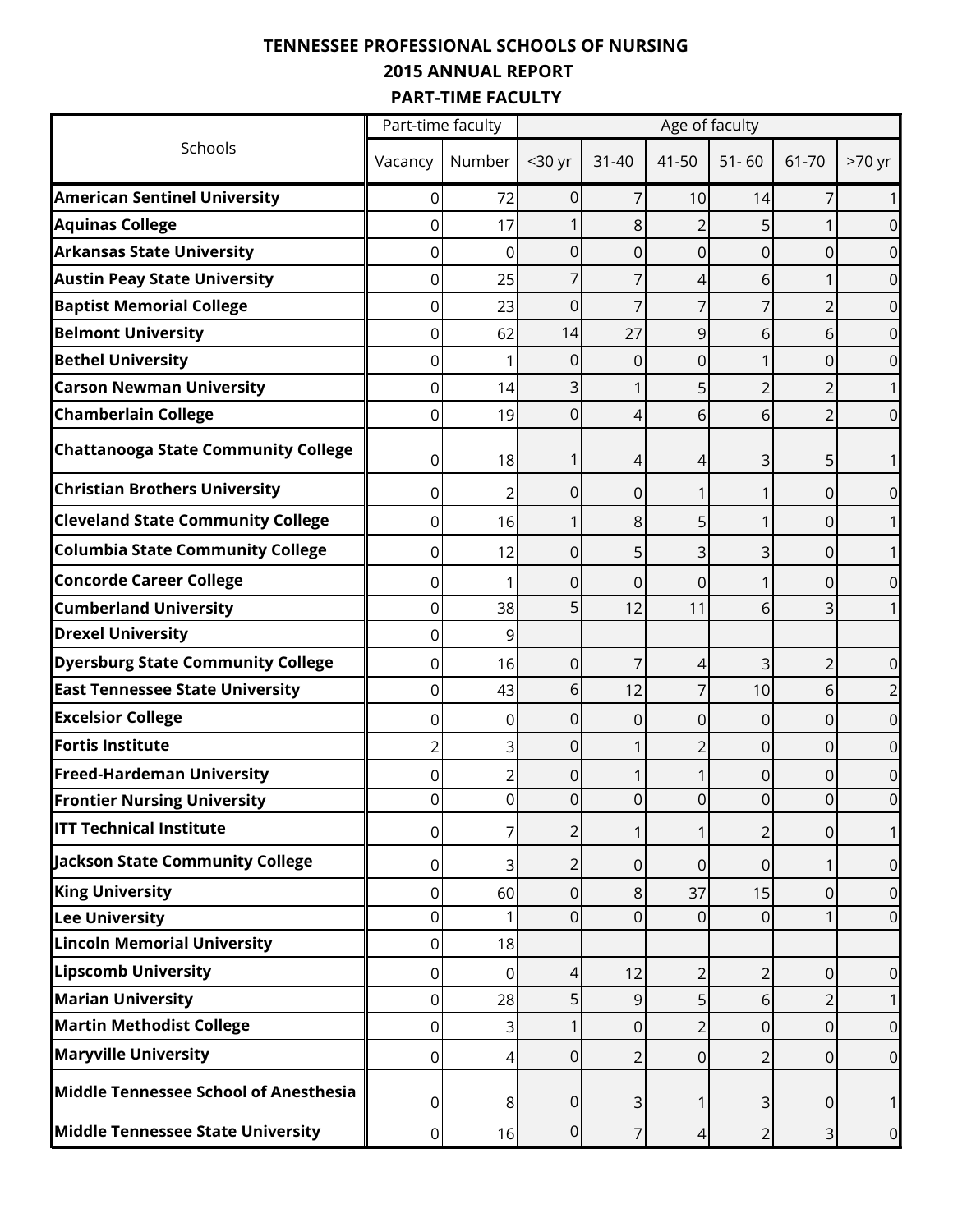**TENNESSEE PROFESSIONAL SCHOOLS OF NURSING**

**2015 ANNUAL REPORT**

**PART-TIME FACULTY**

| Schools | Part-time faculty | | Age of faculty | | | | | |
|---|---|---|---|---|---|---|---|---|
| | Vacancy | Number | <30 yr | 31-40 | 41-50 | 51- 60 | 61-70 | >70 yr |
| **American Sentinel University** | 0 | 72 | 0 | 7 | 10 | 14 | 7 | 1 |
| **Aquinas College** | 0 | 17 | 1 | 8 | 2 | 5 | 1 | 0 |
| **Arkansas State University** | 0 | 0 | 0 | 0 | 0 | 0 | 0 | 0 |
| **Austin Peay State University** | 0 | 25 | 7 | 7 | 4 | 6 | 1 | 0 |
| **Baptist Memorial College** | 0 | 23 | 0 | 7 | 7 | 7 | 2 | 0 |
| **Belmont University** | 0 | 62 | 14 | 27 | 9 | 6 | 6 | 0 |
| **Bethel University** | 0 | 1 | 0 | 0 | 0 | 1 | 0 | 0 |
| **Carson Newman University** | 0 | 14 | 3 | 1 | 5 | 2 | 2 | 1 |
| **Chamberlain College** | 0 | 19 | 0 | 4 | 6 | 6 | 2 | 0 |
| **Chattanooga State Community College** | 0 | 18 | 1 | 4 | 4 | 3 | 5 | 1 |
| **Christian Brothers University** | 0 | 2 | 0 | 0 | 1 | 1 | 0 | 0 |
| **Cleveland State Community College** | 0 | 16 | 1 | 8 | 5 | 1 | 0 | 1 |
| **Columbia State Community College** | 0 | 12 | 0 | 5 | 3 | 3 | 0 | 1 |
| **Concorde Career College** | 0 | 1 | 0 | 0 | 0 | 1 | 0 | 0 |
| **Cumberland University** | 0 | 38 | 5 | 12 | 11 | 6 | 3 | 1 |
| **Drexel University** | 0 | 9 | | | | | | |
| **Dyersburg State Community College** | 0 | 16 | 0 | 7 | 4 | 3 | 2 | 0 |
| **East Tennessee State University** | 0 | 43 | 6 | 12 | 7 | 10 | 6 | 2 |
| **Excelsior College** | 0 | 0 | 0 | 0 | 0 | 0 | 0 | 0 |
| **Fortis Institute** | 2 | 3 | 0 | 1 | 2 | 0 | 0 | 0 |
| **Freed-Hardeman University** | 0 | 2 | 0 | 1 | 1 | 0 | 0 | 0 |
| **Frontier Nursing University** | 0 | 0 | 0 | 0 | 0 | 0 | 0 | 0 |
| **ITT Technical Institute** | 0 | 7 | 2 | 1 | 1 | 2 | 0 | 1 |
| **Jackson State Community College** | 0 | 3 | 2 | 0 | 0 | 0 | 1 | 0 |
| **King University** | 0 | 60 | 0 | 8 | 37 | 15 | 0 | 0 |
| **Lee University** | 0 | 1 | 0 | 0 | 0 | 0 | 1 | 0 |
| **Lincoln Memorial University** | 0 | 18 | | | | | | |
| **Lipscomb University** | 0 | 0 | 4 | 12 | 2 | 2 | 0 | 0 |
| **Marian University** | 0 | 28 | 5 | 9 | 5 | 6 | 2 | 1 |
| **Martin Methodist College** | 0 | 3 | 1 | 0 | 2 | 0 | 0 | 0 |
| **Maryville University** | 0 | 4 | 0 | 2 | 0 | 2 | 0 | 0 |
| **Middle Tennessee School of Anesthesia** | 0 | 8 | 0 | 3 | 1 | 3 | 0 | 1 |
| **Middle Tennessee State University** | 0 | 16 | 0 | 7 | 4 | 2 | 3 | 0 |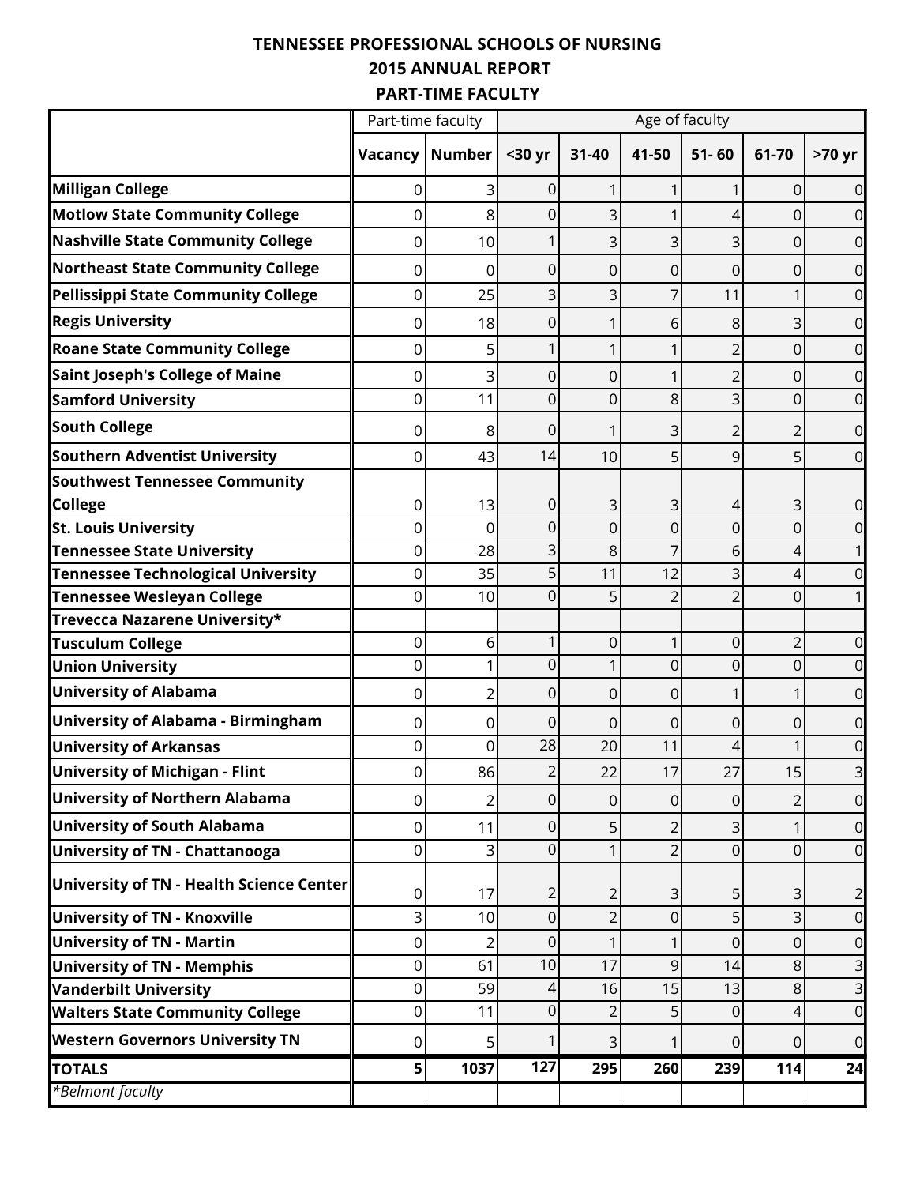# TENNESSEE PROFESSIONAL SCHOOLS OF NURSING
## 2015 ANNUAL REPORT
### PART-TIME FACULTY

| | Part-time faculty | | Age of faculty | | | | | |
|---|---|---|---|---|---|---|---|---|
| | **Vacancy** | **Number** | **<30 yr** | **31-40** | **41-50** | **51- 60** | **61-70** | **>70 yr** |
| **Milligan College** | 0 | 3 | 0 | 1 | 1 | 1 | 0 | 0 |
| **Motlow State Community College** | 0 | 8 | 0 | 3 | 1 | 4 | 0 | 0 |
| **Nashville State Community College** | 0 | 10 | 1 | 3 | 3 | 3 | 0 | 0 |
| **Northeast State Community College** | 0 | 0 | 0 | 0 | 0 | 0 | 0 | 0 |
| **Pellissippi State Community College** | 0 | 25 | 3 | 3 | 7 | 11 | 1 | 0 |
| **Regis University** | 0 | 18 | 0 | 1 | 6 | 8 | 3 | 0 |
| **Roane State Community College** | 0 | 5 | 1 | 1 | 1 | 2 | 0 | 0 |
| **Saint Joseph's College of Maine** | 0 | 3 | 0 | 0 | 1 | 2 | 0 | 0 |
| **Samford University** | 0 | 11 | 0 | 0 | 8 | 3 | 0 | 0 |
| **South College** | 0 | 8 | 0 | 1 | 3 | 2 | 2 | 0 |
| **Southern Adventist University** | 0 | 43 | 14 | 10 | 5 | 9 | 5 | 0 |
| **Southwest Tennessee Community College** | 0 | 13 | 0 | 3 | 3 | 4 | 3 | 0 |
| **St. Louis University** | 0 | 0 | 0 | 0 | 0 | 0 | 0 | 0 |
| **Tennessee State University** | 0 | 28 | 3 | 8 | 7 | 6 | 4 | 1 |
| **Tennessee Technological University** | 0 | 35 | 5 | 11 | 12 | 3 | 4 | 0 |
| **Tennessee Wesleyan College** | 0 | 10 | 0 | 5 | 2 | 2 | 0 | 1 |
| **Trevecca Nazarene University*** | | | | | | | | |
| **Tusculum College** | 0 | 6 | 1 | 0 | 1 | 0 | 2 | 0 |
| **Union University** | 0 | 1 | 0 | 1 | 0 | 0 | 0 | 0 |
| **University of Alabama** | 0 | 2 | 0 | 0 | 0 | 1 | 1 | 0 |
| **University of Alabama - Birmingham** | 0 | 0 | 0 | 0 | 0 | 0 | 0 | 0 |
| **University of Arkansas** | 0 | 0 | 28 | 20 | 11 | 4 | 1 | 0 |
| **University of Michigan - Flint** | 0 | 86 | 2 | 22 | 17 | 27 | 15 | 3 |
| **University of Northern Alabama** | 0 | 2 | 0 | 0 | 0 | 0 | 2 | 0 |
| **University of South Alabama** | 0 | 11 | 0 | 5 | 2 | 3 | 1 | 0 |
| **University of TN - Chattanooga** | 0 | 3 | 0 | 1 | 2 | 0 | 0 | 0 |
| **University of TN - Health Science Center** | 0 | 17 | 2 | 2 | 3 | 5 | 3 | 2 |
| **University of TN - Knoxville** | 3 | 10 | 0 | 2 | 0 | 5 | 3 | 0 |
| **University of TN - Martin** | 0 | 2 | 0 | 1 | 1 | 0 | 0 | 0 |
| **University of TN - Memphis** | 0 | 61 | 10 | 17 | 9 | 14 | 8 | 3 |
| **Vanderbilt University** | 0 | 59 | 4 | 16 | 15 | 13 | 8 | 3 |
| **Walters State Community College** | 0 | 11 | 0 | 2 | 5 | 0 | 4 | 0 |
| **Western Governors University TN** | 0 | 5 | 1 | 3 | 1 | 0 | 0 | 0 |
| **TOTALS** | **5** | **1037** | **127** | **295** | **260** | **239** | **114** | **24** |
| *\*Belmont faculty* | | | | | | | | |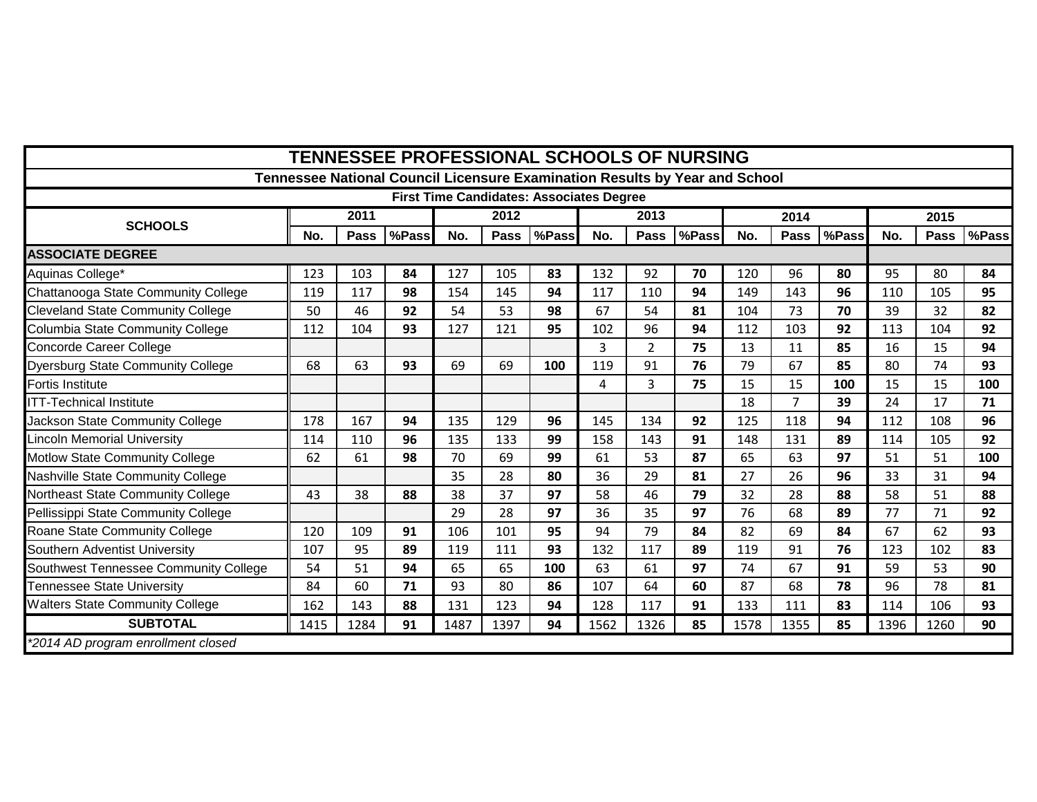# TENNESSEE PROFESSIONAL SCHOOLS OF NURSING

## Tennessee National Council Licensure Examination Results by Year and School

### First Time Candidates: Associates Degree

| SCHOOLS | 2011 | | | 2012 | | | 2013 | | | 2014 | | | 2015 | | |
|---|---|---|---|---|---|---|---|---|---|---|---|---|---|---|---|
| | No. | Pass | %Pass | No. | Pass | %Pass | No. | Pass | %Pass | No. | Pass | %Pass | No. | Pass | %Pass |
| **ASSOCIATE DEGREE** | | | | | | | | | | | | | | | |
| Aquinas College* | 123 | 103 | **84** | 127 | 105 | **83** | 132 | 92 | **70** | 120 | 96 | **80** | 95 | 80 | **84** |
| Chattanooga State Community College | 119 | 117 | **98** | 154 | 145 | **94** | 117 | 110 | **94** | 149 | 143 | **96** | 110 | 105 | **95** |
| Cleveland State Community College | 50 | 46 | **92** | 54 | 53 | **98** | 67 | 54 | **81** | 104 | 73 | **70** | 39 | 32 | **82** |
| Columbia State Community College | 112 | 104 | **93** | 127 | 121 | **95** | 102 | 96 | **94** | 112 | 103 | **92** | 113 | 104 | **92** |
| Concorde Career College | | | | | | | 3 | 2 | **75** | 13 | 11 | **85** | 16 | 15 | **94** |
| Dyersburg State Community College | 68 | 63 | **93** | 69 | 69 | **100** | 119 | 91 | **76** | 79 | 67 | **85** | 80 | 74 | **93** |
| Fortis Institute | | | | | | | 4 | 3 | **75** | 15 | 15 | **100** | 15 | 15 | **100** |
| ITT-Technical Institute | | | | | | | | | | 18 | 7 | **39** | 24 | 17 | **71** |
| Jackson State Community College | 178 | 167 | **94** | 135 | 129 | **96** | 145 | 134 | **92** | 125 | 118 | **94** | 112 | 108 | **96** |
| Lincoln Memorial University | 114 | 110 | **96** | 135 | 133 | **99** | 158 | 143 | **91** | 148 | 131 | **89** | 114 | 105 | **92** |
| Motlow State Community College | 62 | 61 | **98** | 70 | 69 | **99** | 61 | 53 | **87** | 65 | 63 | **97** | 51 | 51 | **100** |
| Nashville State Community College | | | | 35 | 28 | **80** | 36 | 29 | **81** | 27 | 26 | **96** | 33 | 31 | **94** |
| Northeast State Community College | 43 | 38 | **88** | 38 | 37 | **97** | 58 | 46 | **79** | 32 | 28 | **88** | 58 | 51 | **88** |
| Pellissippi State Community College | | | | 29 | 28 | **97** | 36 | 35 | **97** | 76 | 68 | **89** | 77 | 71 | **92** |
| Roane State Community College | 120 | 109 | **91** | 106 | 101 | **95** | 94 | 79 | **84** | 82 | 69 | **84** | 67 | 62 | **93** |
| Southern Adventist University | 107 | 95 | **89** | 119 | 111 | **93** | 132 | 117 | **89** | 119 | 91 | **76** | 123 | 102 | **83** |
| Southwest Tennessee Community College | 54 | 51 | **94** | 65 | 65 | **100** | 63 | 61 | **97** | 74 | 67 | **91** | 59 | 53 | **90** |
| Tennessee State University | 84 | 60 | **71** | 93 | 80 | **86** | 107 | 64 | **60** | 87 | 68 | **78** | 96 | 78 | **81** |
| Walters State Community College | 162 | 143 | **88** | 131 | 123 | **94** | 128 | 117 | **91** | 133 | 111 | **83** | 114 | 106 | **93** |
| **SUBTOTAL** | 1415 | 1284 | **91** | 1487 | 1397 | **94** | 1562 | 1326 | **85** | 1578 | 1355 | **85** | 1396 | 1260 | **90** |

*\*2014 AD program enrollment closed*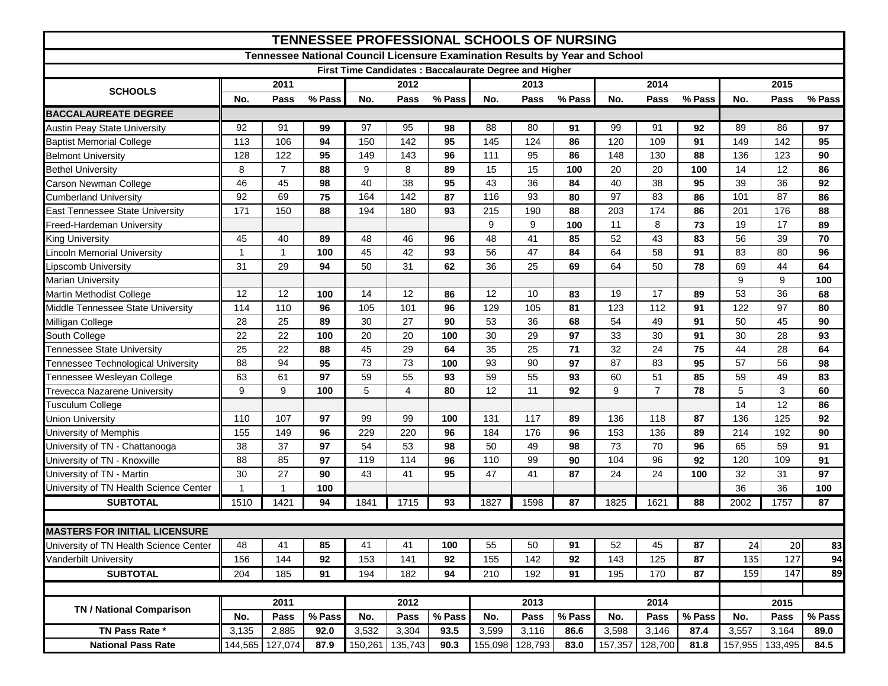# TENNESSEE PROFESSIONAL SCHOOLS OF NURSING

## Tennessee National Council Licensure Examination Results by Year and School

### First Time Candidates : Baccalaurate Degree and Higher

| SCHOOLS | 2011 | | | 2012 | | | 2013 | | | 2014 | | | 2015 | | |
|---|---|---|---|---|---|---|---|---|---|---|---|---|---|---|---|
| | No. | Pass | % Pass | No. | Pass | % Pass | No. | Pass | % Pass | No. | Pass | % Pass | No. | Pass | % Pass |
| **BACCALAUREATE DEGREE** | | | | | | | | | | | | | | | |
| Austin Peay State University | 92 | 91 | **99** | 97 | 95 | **98** | 88 | 80 | **91** | 99 | 91 | **92** | 89 | 86 | **97** |
| Baptist Memorial College | 113 | 106 | **94** | 150 | 142 | **95** | 145 | 124 | **86** | 120 | 109 | **91** | 149 | 142 | **95** |
| Belmont University | 128 | 122 | **95** | 149 | 143 | **96** | 111 | 95 | **86** | 148 | 130 | **88** | 136 | 123 | **90** |
| Bethel University | 8 | 7 | **88** | 9 | 8 | **89** | 15 | 15 | **100** | 20 | 20 | **100** | 14 | 12 | **86** |
| Carson Newman College | 46 | 45 | **98** | 40 | 38 | **95** | 43 | 36 | **84** | 40 | 38 | **95** | 39 | 36 | **92** |
| Cumberland University | 92 | 69 | **75** | 164 | 142 | **87** | 116 | 93 | **80** | 97 | 83 | **86** | 101 | 87 | **86** |
| East Tennessee State University | 171 | 150 | **88** | 194 | 180 | **93** | 215 | 190 | **88** | 203 | 174 | **86** | 201 | 176 | **88** |
| Freed-Hardeman University | | | | | | | 9 | 9 | **100** | 11 | 8 | **73** | 19 | 17 | **89** |
| King University | 45 | 40 | **89** | 48 | 46 | **96** | 48 | 41 | **85** | 52 | 43 | **83** | 56 | 39 | **70** |
| Lincoln Memorial University | 1 | 1 | **100** | 45 | 42 | **93** | 56 | 47 | **84** | 64 | 58 | **91** | 83 | 80 | **96** |
| Lipscomb University | 31 | 29 | **94** | 50 | 31 | **62** | 36 | 25 | **69** | 64 | 50 | **78** | 69 | 44 | **64** |
| Marian University | | | | | | | | | | | | | 9 | 9 | **100** |
| Martin Methodist College | 12 | 12 | **100** | 14 | 12 | **86** | 12 | 10 | **83** | 19 | 17 | **89** | 53 | 36 | **68** |
| Middle Tennessee State University | 114 | 110 | **96** | 105 | 101 | **96** | 129 | 105 | **81** | 123 | 112 | **91** | 122 | 97 | **80** |
| Milligan College | 28 | 25 | **89** | 30 | 27 | **90** | 53 | 36 | **68** | 54 | 49 | **91** | 50 | 45 | **90** |
| South College | 22 | 22 | **100** | 20 | 20 | **100** | 30 | 29 | **97** | 33 | 30 | **91** | 30 | 28 | **93** |
| Tennessee State University | 25 | 22 | **88** | 45 | 29 | **64** | 35 | 25 | **71** | 32 | 24 | **75** | 44 | 28 | **64** |
| Tennessee Technological University | 88 | 94 | **95** | 73 | 73 | **100** | 93 | 90 | **97** | 87 | 83 | **95** | 57 | 56 | **98** |
| Tennessee Wesleyan College | 63 | 61 | **97** | 59 | 55 | **93** | 59 | 55 | **93** | 60 | 51 | **85** | 59 | 49 | **83** |
| Trevecca Nazarene University | 9 | 9 | **100** | 5 | 4 | **80** | 12 | 11 | **92** | 9 | 7 | **78** | 5 | 3 | **60** |
| Tusculum College | | | | | | | | | | | | | 14 | 12 | **86** |
| Union University | 110 | 107 | **97** | 99 | 99 | **100** | 131 | 117 | **89** | 136 | 118 | **87** | 136 | 125 | **92** |
| University of Memphis | 155 | 149 | **96** | 229 | 220 | **96** | 184 | 176 | **96** | 153 | 136 | **89** | 214 | 192 | **90** |
| University of TN - Chattanooga | 38 | 37 | **97** | 54 | 53 | **98** | 50 | 49 | **98** | 73 | 70 | **96** | 65 | 59 | **91** |
| University of TN - Knoxville | 88 | 85 | **97** | 119 | 114 | **96** | 110 | 99 | **90** | 104 | 96 | **92** | 120 | 109 | **91** |
| University of TN - Martin | 30 | 27 | **90** | 43 | 41 | **95** | 47 | 41 | **87** | 24 | 24 | **100** | 32 | 31 | **97** |
| University of TN Health Science Center | 1 | 1 | **100** | | | | | | | | | | 36 | 36 | **100** |
| **SUBTOTAL** | 1510 | 1421 | **94** | 1841 | 1715 | **93** | 1827 | 1598 | **87** | 1825 | 1621 | **88** | 2002 | 1757 | **87** |
| | | | | | | | | | | | | | | | |
| **MASTERS FOR INITIAL LICENSURE** | | | | | | | | | | | | | | | |
| University of TN Health Science Center | 48 | 41 | **85** | 41 | 41 | **100** | 55 | 50 | **91** | 52 | 45 | **87** | 24 | 20 | **83** |
| Vanderbilt University | 156 | 144 | **92** | 153 | 141 | **92** | 155 | 142 | **92** | 143 | 125 | **87** | 135 | 127 | **94** |
| **SUBTOTAL** | 204 | 185 | **91** | 194 | 182 | **94** | 210 | 192 | **91** | 195 | 170 | **87** | 159 | 147 | **89** |

| TN / National Comparison | 2011 | | | 2012 | | | 2013 | | | 2014 | | | 2015 | | |
|---|---|---|---|---|---|---|---|---|---|---|---|---|---|---|---|
| | No. | Pass | % Pass | No. | Pass | % Pass | No. | Pass | % Pass | No. | Pass | % Pass | No. | Pass | % Pass |
| **TN Pass Rate *** | 3,135 | 2,885 | **92.0** | 3,532 | 3,304 | **93.5** | 3,599 | 3,116 | **86.6** | 3,598 | 3,146 | **87.4** | 3,557 | 3,164 | **89.0** |
| **National Pass Rate** | 144,565 | 127,074 | **87.9** | 150,261 | 135,743 | **90.3** | 155,098 | 128,793 | **83.0** | 157,357 | 128,700 | **81.8** | 157,955 | 133,495 | **84.5** |